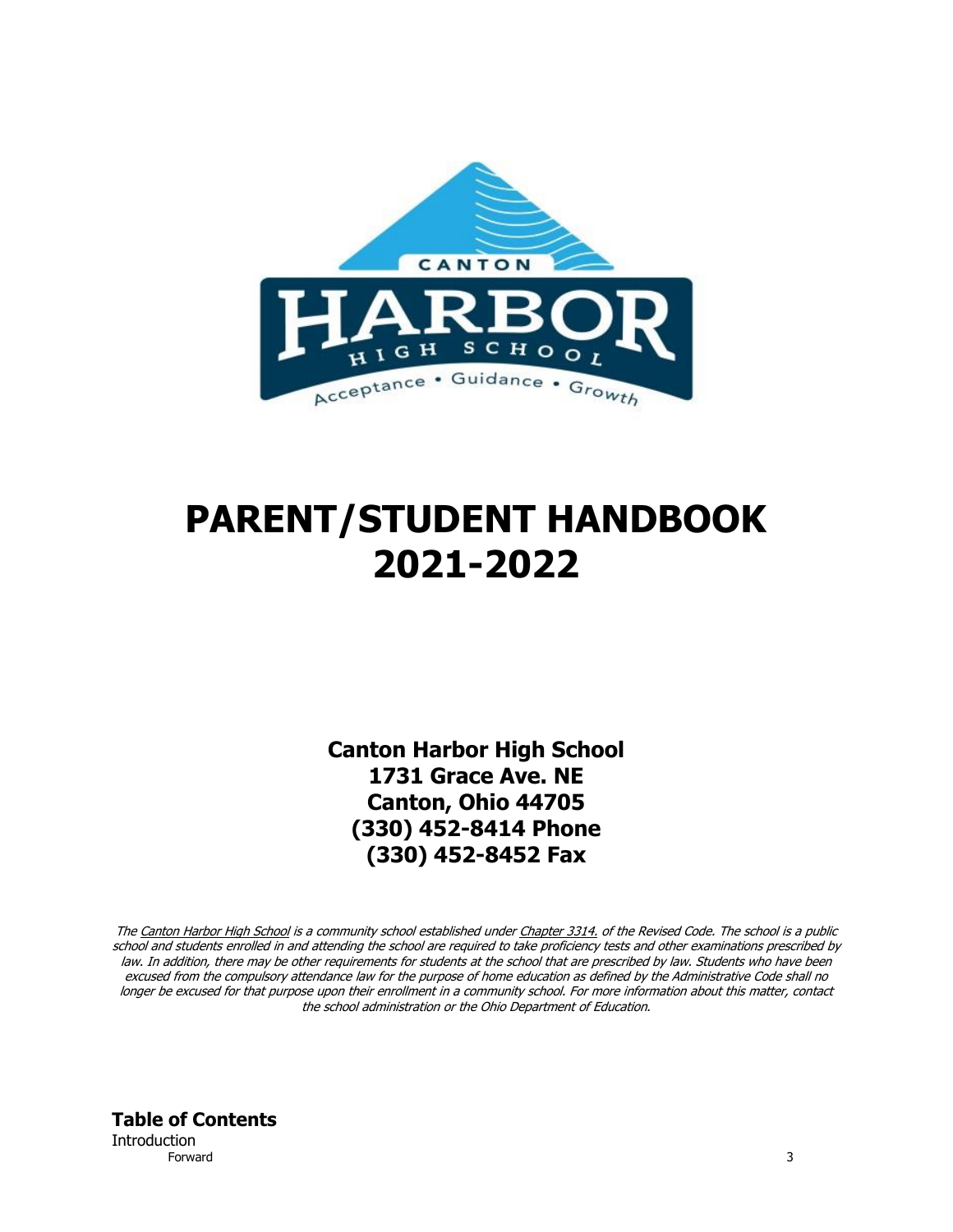# PARENT/STUDENT HANDBOOK 2021-2022

**Canton Harbor High School**
**1731 Grace Ave. NE**
**Canton, Ohio 44705**
**(330) 452-8414 Phone**
**(330) 452-8452 Fax**

*The Canton Harbor High School is a community school established under Chapter 3314. of the Revised Code. The school is a public school and students enrolled in and attending the school are required to take proficiency tests and other examinations prescribed by law. In addition, there may be other requirements for students at the school that are prescribed by law. Students who have been excused from the compulsory attendance law for the purpose of home education as defined by the Administrative Code shall no longer be excused for that purpose upon their enrollment in a community school. For more information about this matter, contact the school administration or the Ohio Department of Education.*

## Table of Contents

Introduction

| | |
|---|---|
| Forward | 3 |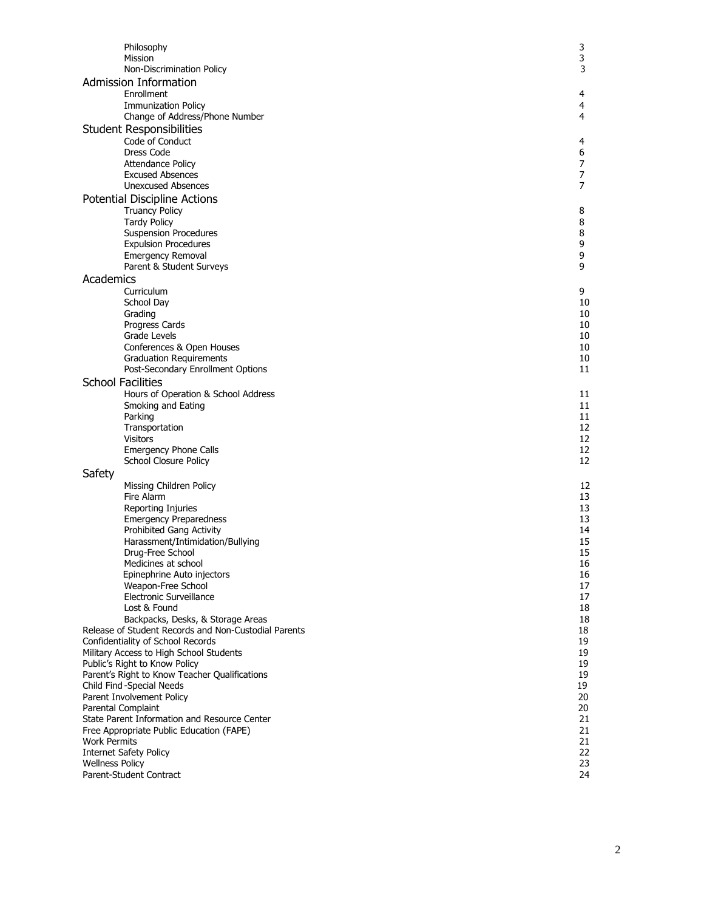| | |
|---|---|
| Philosophy | 3 |
| Mission | 3 |
| Non-Discrimination Policy | 3 |
| **Admission Information** | |
| Enrollment | 4 |
| Immunization Policy | 4 |
| Change of Address/Phone Number | 4 |
| **Student Responsibilities** | |
| Code of Conduct | 4 |
| Dress Code | 6 |
| Attendance Policy | 7 |
| Excused Absences | 7 |
| Unexcused Absences | 7 |
| **Potential Discipline Actions** | |
| Truancy Policy | 8 |
| Tardy Policy | 8 |
| Suspension Procedures | 8 |
| Expulsion Procedures | 9 |
| Emergency Removal | 9 |
| Parent & Student Surveys | 9 |
| **Academics** | |
| Curriculum | 9 |
| School Day | 10 |
| Grading | 10 |
| Progress Cards | 10 |
| Grade Levels | 10 |
| Conferences & Open Houses | 10 |
| Graduation Requirements | 10 |
| Post-Secondary Enrollment Options | 11 |
| **School Facilities** | |
| Hours of Operation & School Address | 11 |
| Smoking and Eating | 11 |
| Parking | 11 |
| Transportation | 12 |
| Visitors | 12 |
| Emergency Phone Calls | 12 |
| School Closure Policy | 12 |
| **Safety** | |
| Missing Children Policy | 12 |
| Fire Alarm | 13 |
| Reporting Injuries | 13 |
| Emergency Preparedness | 13 |
| Prohibited Gang Activity | 14 |
| Harassment/Intimidation/Bullying | 15 |
| Drug-Free School | 15 |
| Medicines at school | 16 |
| Epinephrine Auto injectors | 16 |
| Weapon-Free School | 17 |
| Electronic Surveillance | 17 |
| Lost & Found | 18 |
| Backpacks, Desks, & Storage Areas | 18 |
| Release of Student Records and Non-Custodial Parents | 18 |
| Confidentiality of School Records | 19 |
| Military Access to High School Students | 19 |
| Public's Right to Know Policy | 19 |
| Parent's Right to Know Teacher Qualifications | 19 |
| Child Find -Special Needs | 19 |
| Parent Involvement Policy | 20 |
| Parental Complaint | 20 |
| State Parent Information and Resource Center | 21 |
| Free Appropriate Public Education (FAPE) | 21 |
| Work Permits | 21 |
| Internet Safety Policy | 22 |
| Wellness Policy | 23 |
| Parent-Student Contract | 24 |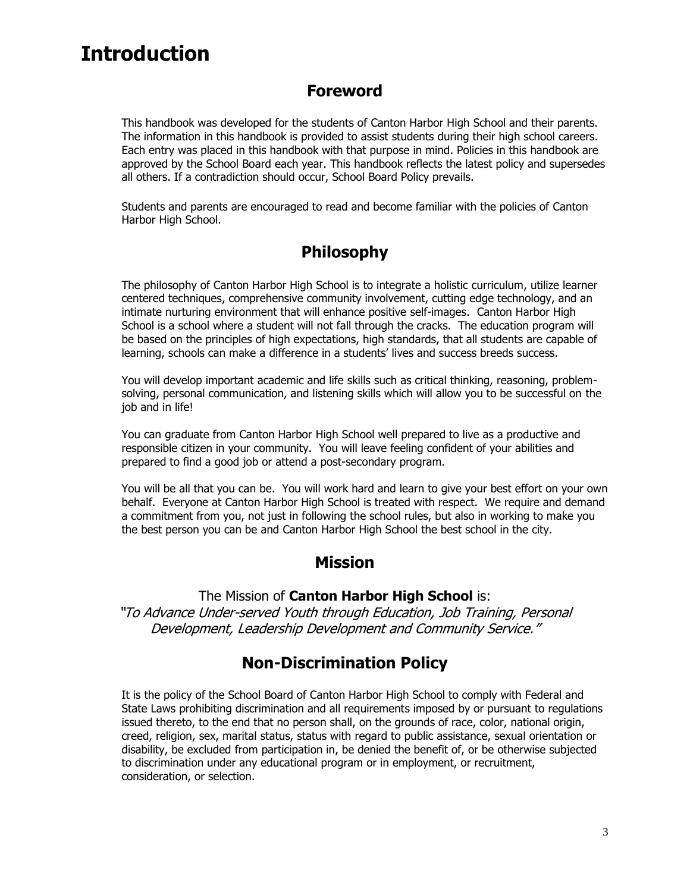# Introduction

## Foreword

This handbook was developed for the students of Canton Harbor High School and their parents. The information in this handbook is provided to assist students during their high school careers. Each entry was placed in this handbook with that purpose in mind. Policies in this handbook are approved by the School Board each year. This handbook reflects the latest policy and supersedes all others. If a contradiction should occur, School Board Policy prevails.

Students and parents are encouraged to read and become familiar with the policies of Canton Harbor High School.

## Philosophy

The philosophy of Canton Harbor High School is to integrate a holistic curriculum, utilize learner centered techniques, comprehensive community involvement, cutting edge technology, and an intimate nurturing environment that will enhance positive self-images. Canton Harbor High School is a school where a student will not fall through the cracks. The education program will be based on the principles of high expectations, high standards, that all students are capable of learning, schools can make a difference in a students' lives and success breeds success.

You will develop important academic and life skills such as critical thinking, reasoning, problem-solving, personal communication, and listening skills which will allow you to be successful on the job and in life!

You can graduate from Canton Harbor High School well prepared to live as a productive and responsible citizen in your community. You will leave feeling confident of your abilities and prepared to find a good job or attend a post-secondary program.

You will be all that you can be. You will work hard and learn to give your best effort on your own behalf. Everyone at Canton Harbor High School is treated with respect. We require and demand a commitment from you, not just in following the school rules, but also in working to make you the best person you can be and Canton Harbor High School the best school in the city.

## Mission

The Mission of **Canton Harbor High School** is:
*"To Advance Under-served Youth through Education, Job Training, Personal Development, Leadership Development and Community Service."*

## Non-Discrimination Policy

It is the policy of the School Board of Canton Harbor High School to comply with Federal and State Laws prohibiting discrimination and all requirements imposed by or pursuant to regulations issued thereto, to the end that no person shall, on the grounds of race, color, national origin, creed, religion, sex, marital status, status with regard to public assistance, sexual orientation or disability, be excluded from participation in, be denied the benefit of, or be otherwise subjected to discrimination under any educational program or in employment, or recruitment, consideration, or selection.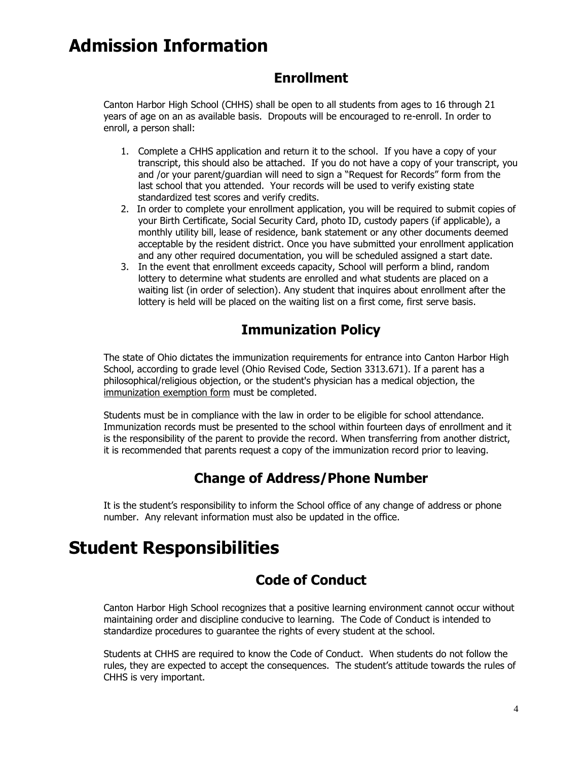# Admission Information

## Enrollment

Canton Harbor High School (CHHS) shall be open to all students from ages to 16 through 21 years of age on an as available basis. Dropouts will be encouraged to re-enroll. In order to enroll, a person shall:

1. Complete a CHHS application and return it to the school. If you have a copy of your transcript, this should also be attached. If you do not have a copy of your transcript, you and /or your parent/guardian will need to sign a "Request for Records" form from the last school that you attended. Your records will be used to verify existing state standardized test scores and verify credits.
2. In order to complete your enrollment application, you will be required to submit copies of your Birth Certificate, Social Security Card, photo ID, custody papers (if applicable), a monthly utility bill, lease of residence, bank statement or any other documents deemed acceptable by the resident district. Once you have submitted your enrollment application and any other required documentation, you will be scheduled assigned a start date.
3. In the event that enrollment exceeds capacity, School will perform a blind, random lottery to determine what students are enrolled and what students are placed on a waiting list (in order of selection). Any student that inquires about enrollment after the lottery is held will be placed on the waiting list on a first come, first serve basis.

## Immunization Policy

The state of Ohio dictates the immunization requirements for entrance into Canton Harbor High School, according to grade level (Ohio Revised Code, Section 3313.671). If a parent has a philosophical/religious objection, or the student's physician has a medical objection, the immunization exemption form must be completed.

Students must be in compliance with the law in order to be eligible for school attendance. Immunization records must be presented to the school within fourteen days of enrollment and it is the responsibility of the parent to provide the record. When transferring from another district, it is recommended that parents request a copy of the immunization record prior to leaving.

## Change of Address/Phone Number

It is the student's responsibility to inform the School office of any change of address or phone number. Any relevant information must also be updated in the office.

# Student Responsibilities

## Code of Conduct

Canton Harbor High School recognizes that a positive learning environment cannot occur without maintaining order and discipline conducive to learning. The Code of Conduct is intended to standardize procedures to guarantee the rights of every student at the school.

Students at CHHS are required to know the Code of Conduct. When students do not follow the rules, they are expected to accept the consequences. The student's attitude towards the rules of CHHS is very important.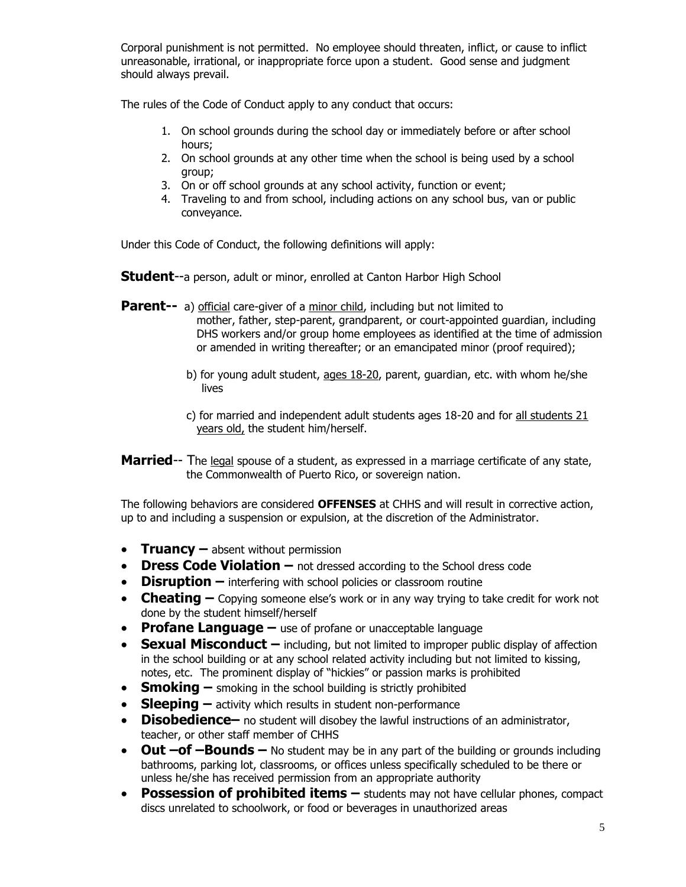Corporal punishment is not permitted. No employee should threaten, inflict, or cause to inflict unreasonable, irrational, or inappropriate force upon a student. Good sense and judgment should always prevail.

The rules of the Code of Conduct apply to any conduct that occurs:

1. On school grounds during the school day or immediately before or after school hours;
2. On school grounds at any other time when the school is being used by a school group;
3. On or off school grounds at any school activity, function or event;
4. Traveling to and from school, including actions on any school bus, van or public conveyance.

Under this Code of Conduct, the following definitions will apply:

**Student**--a person, adult or minor, enrolled at Canton Harbor High School

**Parent--** a) official care-giver of a minor child, including but not limited to mother, father, step-parent, grandparent, or court-appointed guardian, including DHS workers and/or group home employees as identified at the time of admission or amended in writing thereafter; or an emancipated minor (proof required);

b) for young adult student, ages 18-20, parent, guardian, etc. with whom he/she lives

c) for married and independent adult students ages 18-20 and for all students 21 years old, the student him/herself.

**Married**-- The legal spouse of a student, as expressed in a marriage certificate of any state, the Commonwealth of Puerto Rico, or sovereign nation.

The following behaviors are considered **OFFENSES** at CHHS and will result in corrective action, up to and including a suspension or expulsion, at the discretion of the Administrator.

- **Truancy –** absent without permission
- **Dress Code Violation –** not dressed according to the School dress code
- **Disruption –** interfering with school policies or classroom routine
- **Cheating –** Copying someone else's work or in any way trying to take credit for work not done by the student himself/herself
- **Profane Language –** use of profane or unacceptable language
- **Sexual Misconduct –** including, but not limited to improper public display of affection in the school building or at any school related activity including but not limited to kissing, notes, etc. The prominent display of "hickies" or passion marks is prohibited
- **Smoking –** smoking in the school building is strictly prohibited
- **Sleeping –** activity which results in student non-performance
- **Disobedience–** no student will disobey the lawful instructions of an administrator, teacher, or other staff member of CHHS
- **Out –of –Bounds –** No student may be in any part of the building or grounds including bathrooms, parking lot, classrooms, or offices unless specifically scheduled to be there or unless he/she has received permission from an appropriate authority
- **Possession of prohibited items –** students may not have cellular phones, compact discs unrelated to schoolwork, or food or beverages in unauthorized areas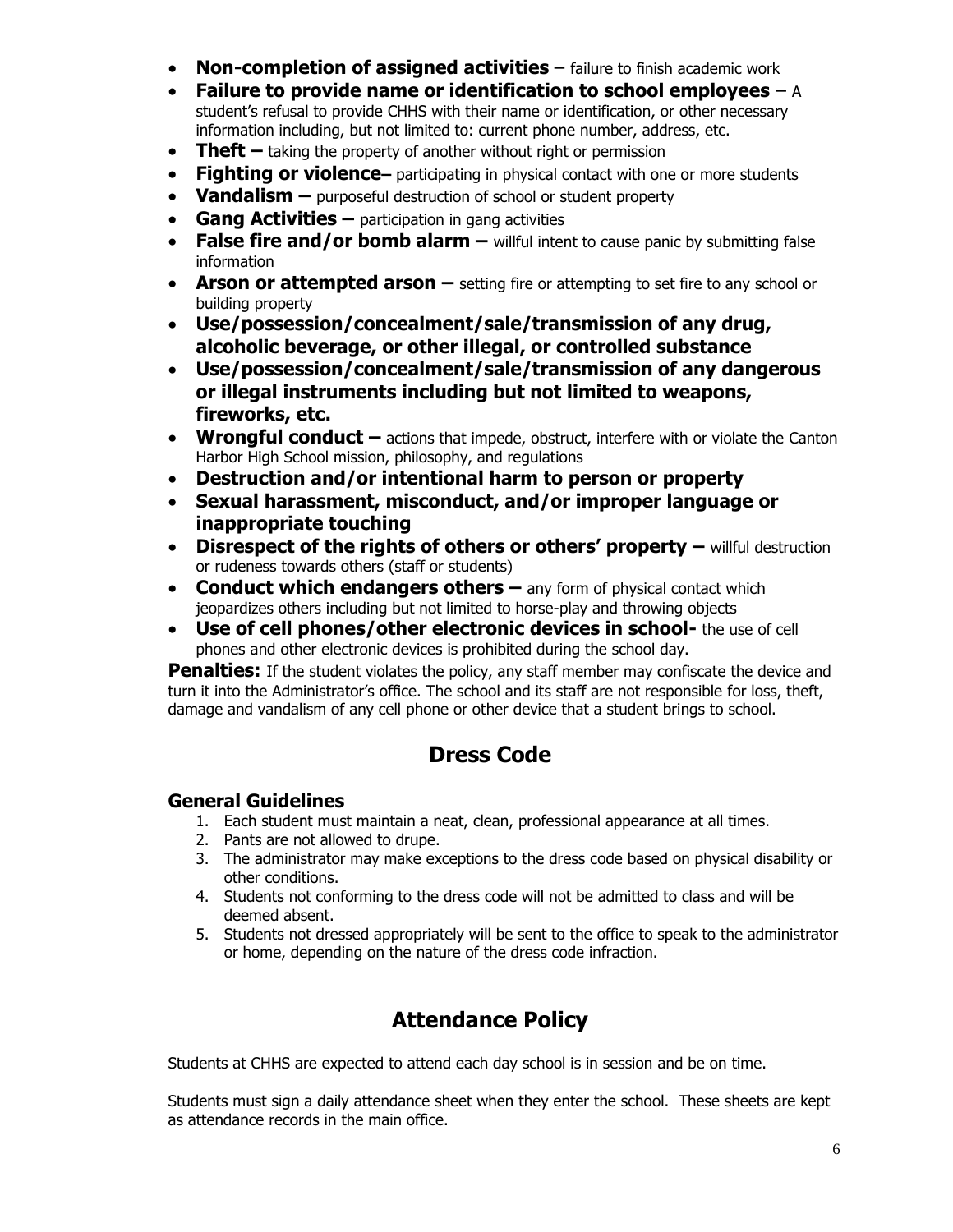- **Non-completion of assigned activities** – failure to finish academic work
- **Failure to provide name or identification to school employees** – A student's refusal to provide CHHS with their name or identification, or other necessary information including, but not limited to: current phone number, address, etc.
- **Theft –** taking the property of another without right or permission
- **Fighting or violence–** participating in physical contact with one or more students
- **Vandalism –** purposeful destruction of school or student property
- **Gang Activities –** participation in gang activities
- **False fire and/or bomb alarm –** willful intent to cause panic by submitting false information
- **Arson or attempted arson –** setting fire or attempting to set fire to any school or building property
- **Use/possession/concealment/sale/transmission of any drug, alcoholic beverage, or other illegal, or controlled substance**
- **Use/possession/concealment/sale/transmission of any dangerous or illegal instruments including but not limited to weapons, fireworks, etc.**
- **Wrongful conduct –** actions that impede, obstruct, interfere with or violate the Canton Harbor High School mission, philosophy, and regulations
- **Destruction and/or intentional harm to person or property**
- **Sexual harassment, misconduct, and/or improper language or inappropriate touching**
- **Disrespect of the rights of others or others' property –** willful destruction or rudeness towards others (staff or students)
- **Conduct which endangers others –** any form of physical contact which jeopardizes others including but not limited to horse-play and throwing objects
- **Use of cell phones/other electronic devices in school-** the use of cell phones and other electronic devices is prohibited during the school day.

**Penalties:** If the student violates the policy, any staff member may confiscate the device and turn it into the Administrator's office. The school and its staff are not responsible for loss, theft, damage and vandalism of any cell phone or other device that a student brings to school.

# Dress Code

### General Guidelines

1. Each student must maintain a neat, clean, professional appearance at all times.
2. Pants are not allowed to drupe.
3. The administrator may make exceptions to the dress code based on physical disability or other conditions.
4. Students not conforming to the dress code will not be admitted to class and will be deemed absent.
5. Students not dressed appropriately will be sent to the office to speak to the administrator or home, depending on the nature of the dress code infraction.

# Attendance Policy

Students at CHHS are expected to attend each day school is in session and be on time.

Students must sign a daily attendance sheet when they enter the school. These sheets are kept as attendance records in the main office.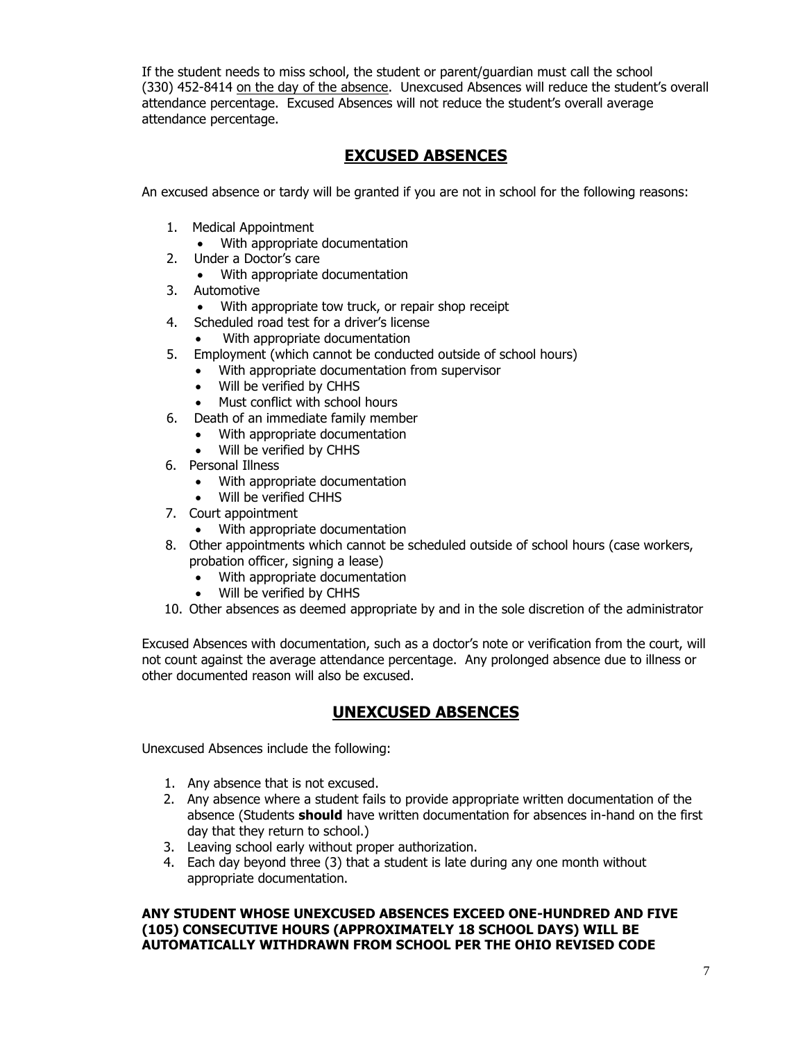If the student needs to miss school, the student or parent/guardian must call the school (330) 452-8414 on the day of the absence. Unexcused Absences will reduce the student's overall attendance percentage. Excused Absences will not reduce the student's overall average attendance percentage.

## EXCUSED ABSENCES

An excused absence or tardy will be granted if you are not in school for the following reasons:

1. Medical Appointment
   - With appropriate documentation
2. Under a Doctor's care
   - With appropriate documentation
3. Automotive
   - With appropriate tow truck, or repair shop receipt
4. Scheduled road test for a driver's license
   - With appropriate documentation
5. Employment (which cannot be conducted outside of school hours)
   - With appropriate documentation from supervisor
   - Will be verified by CHHS
   - Must conflict with school hours
6. Death of an immediate family member
   - With appropriate documentation
   - Will be verified by CHHS
6. Personal Illness
   - With appropriate documentation
   - Will be verified CHHS
7. Court appointment
   - With appropriate documentation
8. Other appointments which cannot be scheduled outside of school hours (case workers, probation officer, signing a lease)
   - With appropriate documentation
   - Will be verified by CHHS
10. Other absences as deemed appropriate by and in the sole discretion of the administrator

Excused Absences with documentation, such as a doctor's note or verification from the court, will not count against the average attendance percentage. Any prolonged absence due to illness or other documented reason will also be excused.

## UNEXCUSED ABSENCES

Unexcused Absences include the following:

1. Any absence that is not excused.
2. Any absence where a student fails to provide appropriate written documentation of the absence (Students **should** have written documentation for absences in-hand on the first day that they return to school.)
3. Leaving school early without proper authorization.
4. Each day beyond three (3) that a student is late during any one month without appropriate documentation.

**ANY STUDENT WHOSE UNEXCUSED ABSENCES EXCEED ONE-HUNDRED AND FIVE (105) CONSECUTIVE HOURS (APPROXIMATELY 18 SCHOOL DAYS) WILL BE AUTOMATICALLY WITHDRAWN FROM SCHOOL PER THE OHIO REVISED CODE**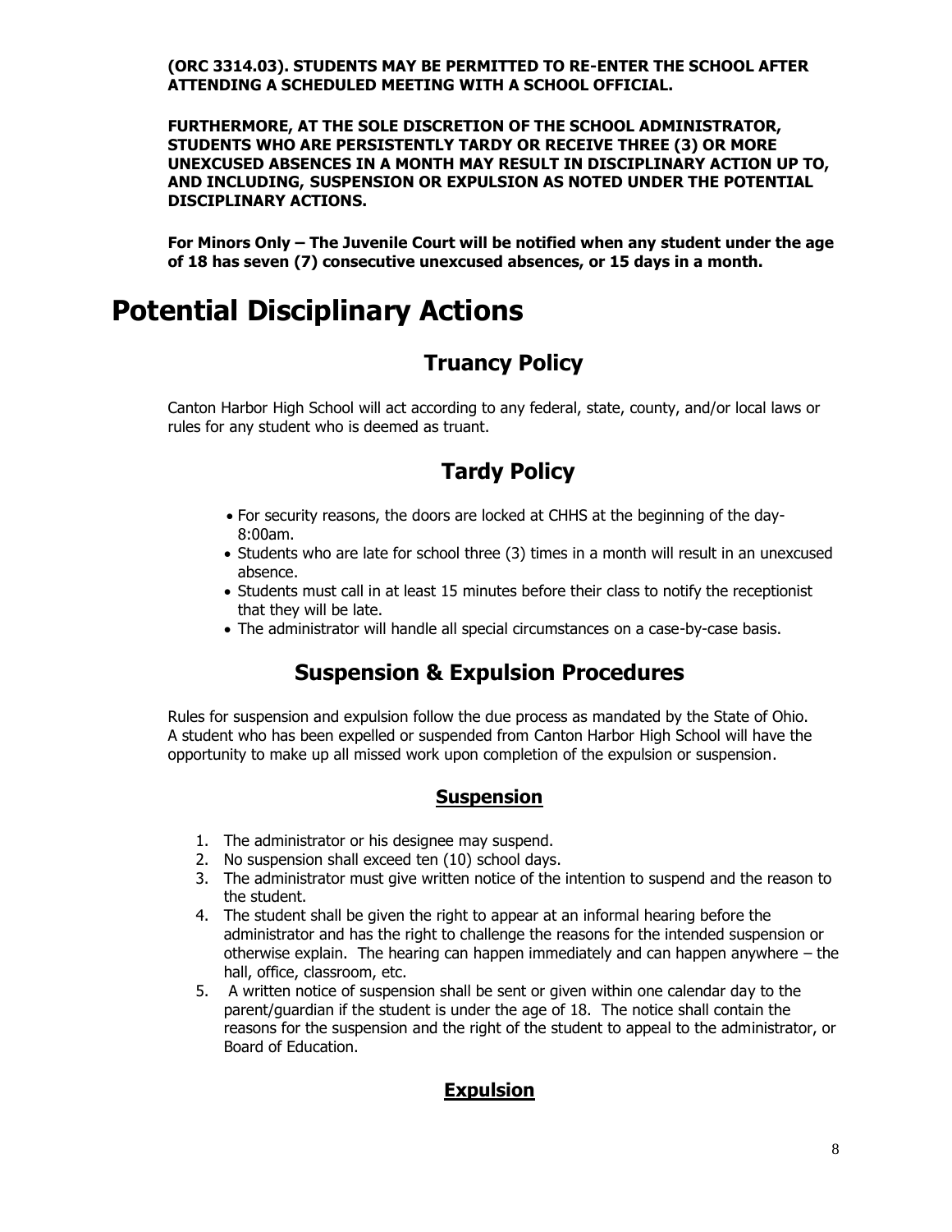**(ORC 3314.03). STUDENTS MAY BE PERMITTED TO RE-ENTER THE SCHOOL AFTER ATTENDING A SCHEDULED MEETING WITH A SCHOOL OFFICIAL.**

**FURTHERMORE, AT THE SOLE DISCRETION OF THE SCHOOL ADMINISTRATOR, STUDENTS WHO ARE PERSISTENTLY TARDY OR RECEIVE THREE (3) OR MORE UNEXCUSED ABSENCES IN A MONTH MAY RESULT IN DISCIPLINARY ACTION UP TO, AND INCLUDING, SUSPENSION OR EXPULSION AS NOTED UNDER THE POTENTIAL DISCIPLINARY ACTIONS.**

**For Minors Only – The Juvenile Court will be notified when any student under the age of 18 has seven (7) consecutive unexcused absences, or 15 days in a month.**

# Potential Disciplinary Actions

## Truancy Policy

Canton Harbor High School will act according to any federal, state, county, and/or local laws or rules for any student who is deemed as truant.

## Tardy Policy

- For security reasons, the doors are locked at CHHS at the beginning of the day- 8:00am.
- Students who are late for school three (3) times in a month will result in an unexcused absence.
- Students must call in at least 15 minutes before their class to notify the receptionist that they will be late.
- The administrator will handle all special circumstances on a case-by-case basis.

## Suspension & Expulsion Procedures

Rules for suspension and expulsion follow the due process as mandated by the State of Ohio. A student who has been expelled or suspended from Canton Harbor High School will have the opportunity to make up all missed work upon completion of the expulsion or suspension.

### Suspension

1. The administrator or his designee may suspend.
2. No suspension shall exceed ten (10) school days.
3. The administrator must give written notice of the intention to suspend and the reason to the student.
4. The student shall be given the right to appear at an informal hearing before the administrator and has the right to challenge the reasons for the intended suspension or otherwise explain. The hearing can happen immediately and can happen anywhere – the hall, office, classroom, etc.
5. A written notice of suspension shall be sent or given within one calendar day to the parent/guardian if the student is under the age of 18. The notice shall contain the reasons for the suspension and the right of the student to appeal to the administrator, or Board of Education.

### Expulsion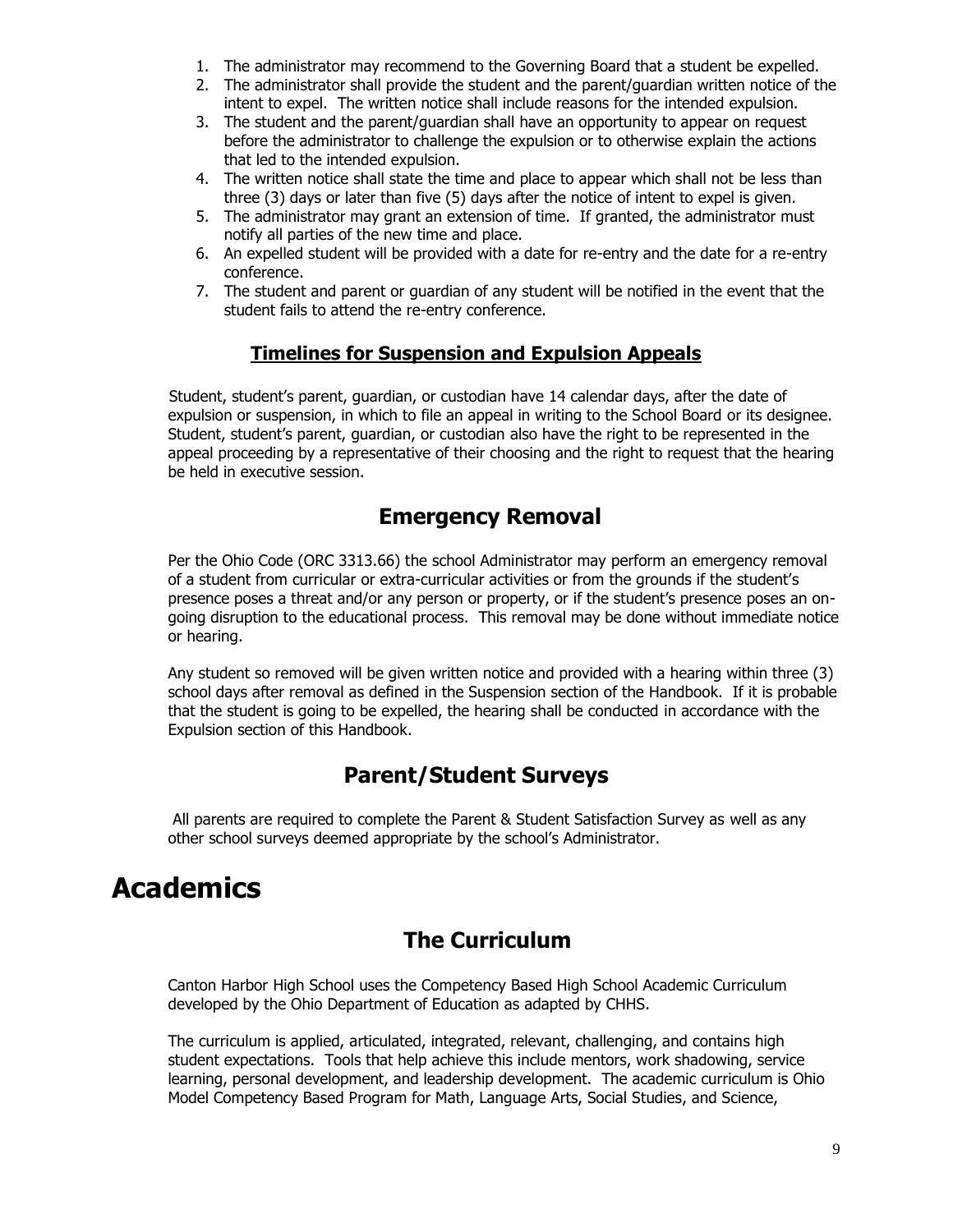1. The administrator may recommend to the Governing Board that a student be expelled.
2. The administrator shall provide the student and the parent/guardian written notice of the intent to expel. The written notice shall include reasons for the intended expulsion.
3. The student and the parent/guardian shall have an opportunity to appear on request before the administrator to challenge the expulsion or to otherwise explain the actions that led to the intended expulsion.
4. The written notice shall state the time and place to appear which shall not be less than three (3) days or later than five (5) days after the notice of intent to expel is given.
5. The administrator may grant an extension of time. If granted, the administrator must notify all parties of the new time and place.
6. An expelled student will be provided with a date for re-entry and the date for a re-entry conference.
7. The student and parent or guardian of any student will be notified in the event that the student fails to attend the re-entry conference.

### Timelines for Suspension and Expulsion Appeals

Student, student's parent, guardian, or custodian have 14 calendar days, after the date of expulsion or suspension, in which to file an appeal in writing to the School Board or its designee. Student, student's parent, guardian, or custodian also have the right to be represented in the appeal proceeding by a representative of their choosing and the right to request that the hearing be held in executive session.

## Emergency Removal

Per the Ohio Code (ORC 3313.66) the school Administrator may perform an emergency removal of a student from curricular or extra-curricular activities or from the grounds if the student's presence poses a threat and/or any person or property, or if the student's presence poses an on-going disruption to the educational process. This removal may be done without immediate notice or hearing.

Any student so removed will be given written notice and provided with a hearing within three (3) school days after removal as defined in the Suspension section of the Handbook. If it is probable that the student is going to be expelled, the hearing shall be conducted in accordance with the Expulsion section of this Handbook.

## Parent/Student Surveys

All parents are required to complete the Parent & Student Satisfaction Survey as well as any other school surveys deemed appropriate by the school's Administrator.

# Academics

## The Curriculum

Canton Harbor High School uses the Competency Based High School Academic Curriculum developed by the Ohio Department of Education as adapted by CHHS.

The curriculum is applied, articulated, integrated, relevant, challenging, and contains high student expectations. Tools that help achieve this include mentors, work shadowing, service learning, personal development, and leadership development. The academic curriculum is Ohio Model Competency Based Program for Math, Language Arts, Social Studies, and Science,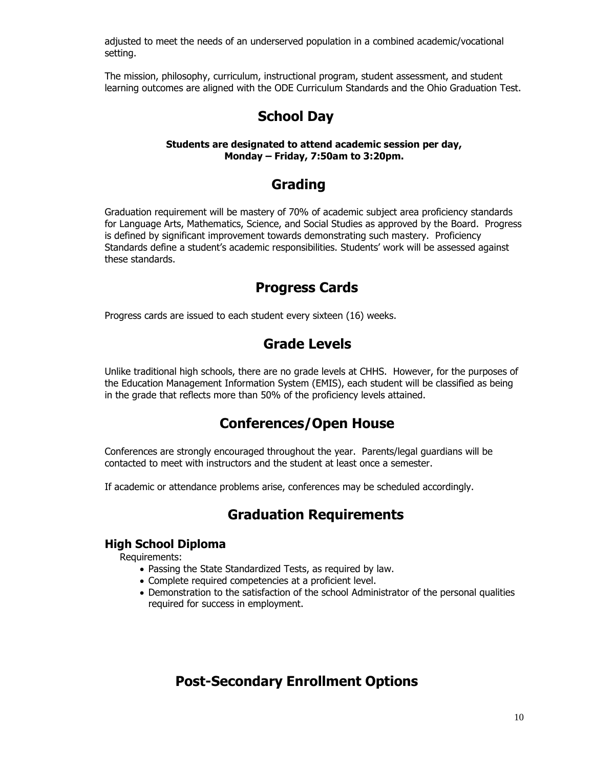adjusted to meet the needs of an underserved population in a combined academic/vocational setting.

The mission, philosophy, curriculum, instructional program, student assessment, and student learning outcomes are aligned with the ODE Curriculum Standards and the Ohio Graduation Test.

## School Day

**Students are designated to attend academic session per day, Monday – Friday, 7:50am to 3:20pm.**

## Grading

Graduation requirement will be mastery of 70% of academic subject area proficiency standards for Language Arts, Mathematics, Science, and Social Studies as approved by the Board. Progress is defined by significant improvement towards demonstrating such mastery. Proficiency Standards define a student's academic responsibilities. Students' work will be assessed against these standards.

## Progress Cards

Progress cards are issued to each student every sixteen (16) weeks.

## Grade Levels

Unlike traditional high schools, there are no grade levels at CHHS. However, for the purposes of the Education Management Information System (EMIS), each student will be classified as being in the grade that reflects more than 50% of the proficiency levels attained.

## Conferences/Open House

Conferences are strongly encouraged throughout the year. Parents/legal guardians will be contacted to meet with instructors and the student at least once a semester.

If academic or attendance problems arise, conferences may be scheduled accordingly.

## Graduation Requirements

### High School Diploma

Requirements:

- Passing the State Standardized Tests, as required by law.
- Complete required competencies at a proficient level.
- Demonstration to the satisfaction of the school Administrator of the personal qualities required for success in employment.

## Post-Secondary Enrollment Options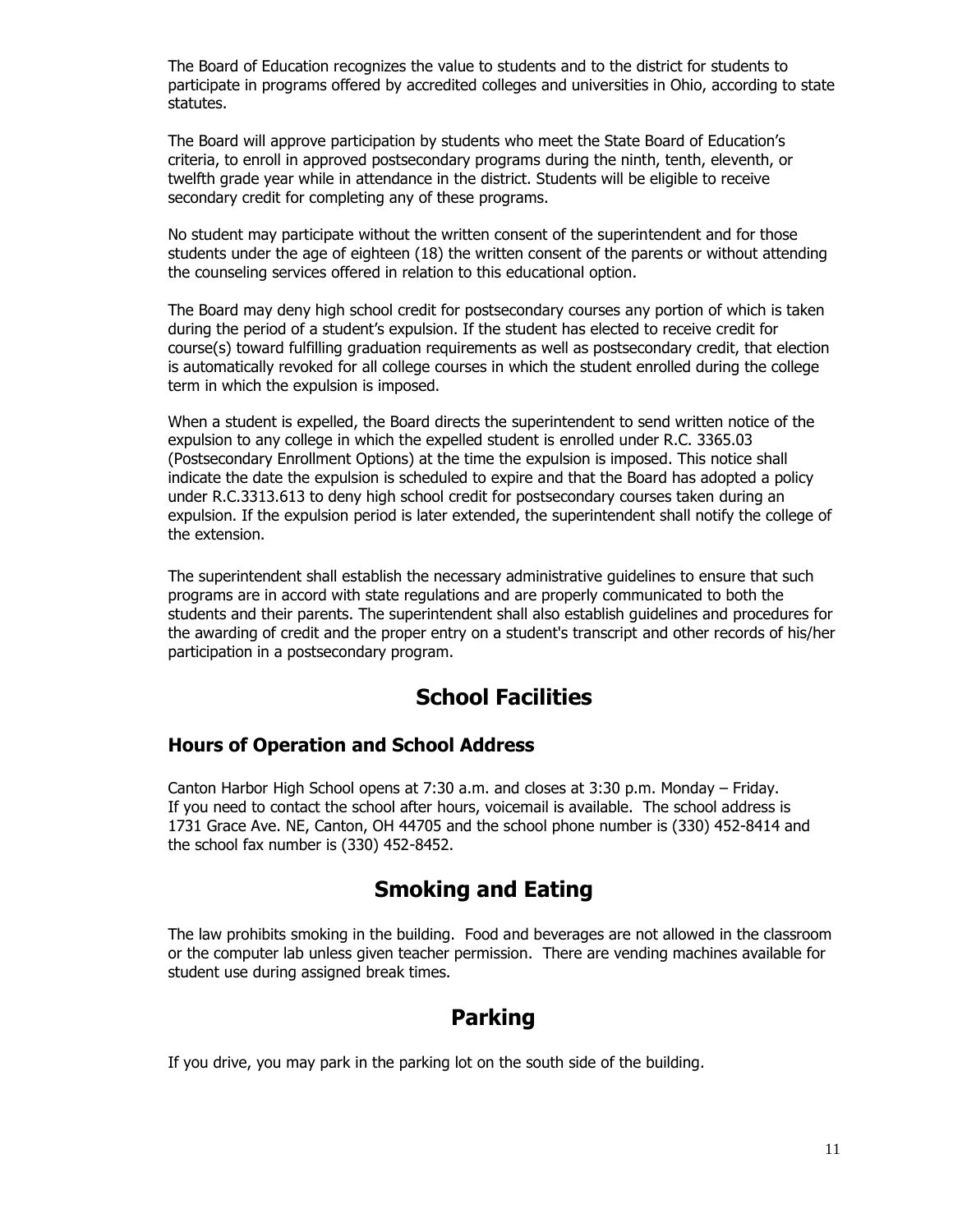The Board of Education recognizes the value to students and to the district for students to participate in programs offered by accredited colleges and universities in Ohio, according to state statutes.

The Board will approve participation by students who meet the State Board of Education's criteria, to enroll in approved postsecondary programs during the ninth, tenth, eleventh, or twelfth grade year while in attendance in the district. Students will be eligible to receive secondary credit for completing any of these programs.

No student may participate without the written consent of the superintendent and for those students under the age of eighteen (18) the written consent of the parents or without attending the counseling services offered in relation to this educational option.

The Board may deny high school credit for postsecondary courses any portion of which is taken during the period of a student's expulsion. If the student has elected to receive credit for course(s) toward fulfilling graduation requirements as well as postsecondary credit, that election is automatically revoked for all college courses in which the student enrolled during the college term in which the expulsion is imposed.

When a student is expelled, the Board directs the superintendent to send written notice of the expulsion to any college in which the expelled student is enrolled under R.C. 3365.03 (Postsecondary Enrollment Options) at the time the expulsion is imposed. This notice shall indicate the date the expulsion is scheduled to expire and that the Board has adopted a policy under R.C.3313.613 to deny high school credit for postsecondary courses taken during an expulsion. If the expulsion period is later extended, the superintendent shall notify the college of the extension.

The superintendent shall establish the necessary administrative guidelines to ensure that such programs are in accord with state regulations and are properly communicated to both the students and their parents. The superintendent shall also establish guidelines and procedures for the awarding of credit and the proper entry on a student's transcript and other records of his/her participation in a postsecondary program.

# School Facilities

## Hours of Operation and School Address

Canton Harbor High School opens at 7:30 a.m. and closes at 3:30 p.m. Monday – Friday. If you need to contact the school after hours, voicemail is available. The school address is 1731 Grace Ave. NE, Canton, OH 44705 and the school phone number is (330) 452-8414 and the school fax number is (330) 452-8452.

# Smoking and Eating

The law prohibits smoking in the building. Food and beverages are not allowed in the classroom or the computer lab unless given teacher permission. There are vending machines available for student use during assigned break times.

# Parking

If you drive, you may park in the parking lot on the south side of the building.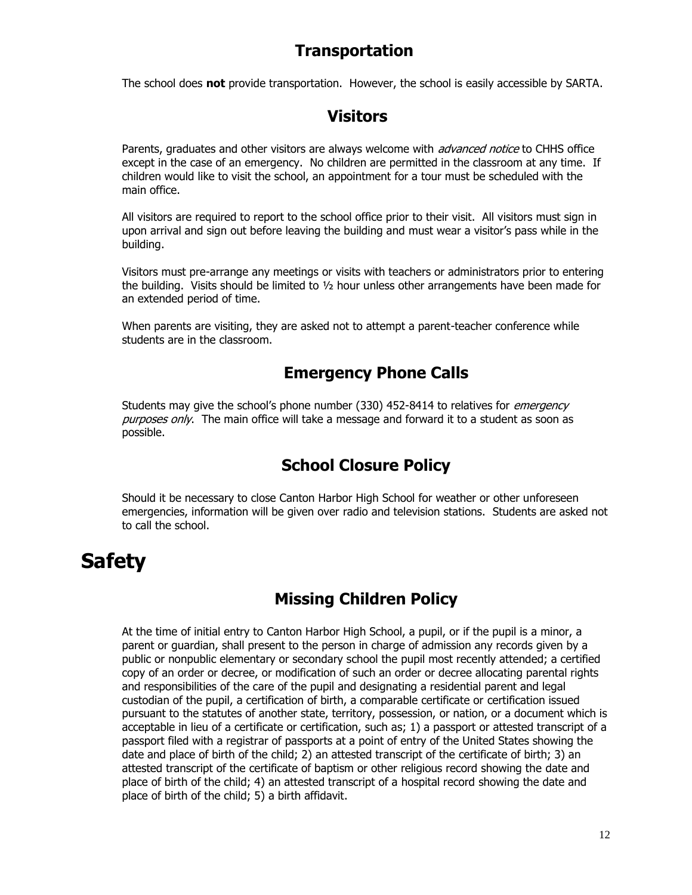## Transportation

The school does **not** provide transportation. However, the school is easily accessible by SARTA.

## Visitors

Parents, graduates and other visitors are always welcome with *advanced notice* to CHHS office except in the case of an emergency. No children are permitted in the classroom at any time. If children would like to visit the school, an appointment for a tour must be scheduled with the main office.

All visitors are required to report to the school office prior to their visit. All visitors must sign in upon arrival and sign out before leaving the building and must wear a visitor's pass while in the building.

Visitors must pre-arrange any meetings or visits with teachers or administrators prior to entering the building. Visits should be limited to ½ hour unless other arrangements have been made for an extended period of time.

When parents are visiting, they are asked not to attempt a parent-teacher conference while students are in the classroom.

## Emergency Phone Calls

Students may give the school's phone number (330) 452-8414 to relatives for *emergency purposes only*. The main office will take a message and forward it to a student as soon as possible.

## School Closure Policy

Should it be necessary to close Canton Harbor High School for weather or other unforeseen emergencies, information will be given over radio and television stations. Students are asked not to call the school.

# Safety

## Missing Children Policy

At the time of initial entry to Canton Harbor High School, a pupil, or if the pupil is a minor, a parent or guardian, shall present to the person in charge of admission any records given by a public or nonpublic elementary or secondary school the pupil most recently attended; a certified copy of an order or decree, or modification of such an order or decree allocating parental rights and responsibilities of the care of the pupil and designating a residential parent and legal custodian of the pupil, a certification of birth, a comparable certificate or certification issued pursuant to the statutes of another state, territory, possession, or nation, or a document which is acceptable in lieu of a certificate or certification, such as; 1) a passport or attested transcript of a passport filed with a registrar of passports at a point of entry of the United States showing the date and place of birth of the child; 2) an attested transcript of the certificate of birth; 3) an attested transcript of the certificate of baptism or other religious record showing the date and place of birth of the child; 4) an attested transcript of a hospital record showing the date and place of birth of the child; 5) a birth affidavit.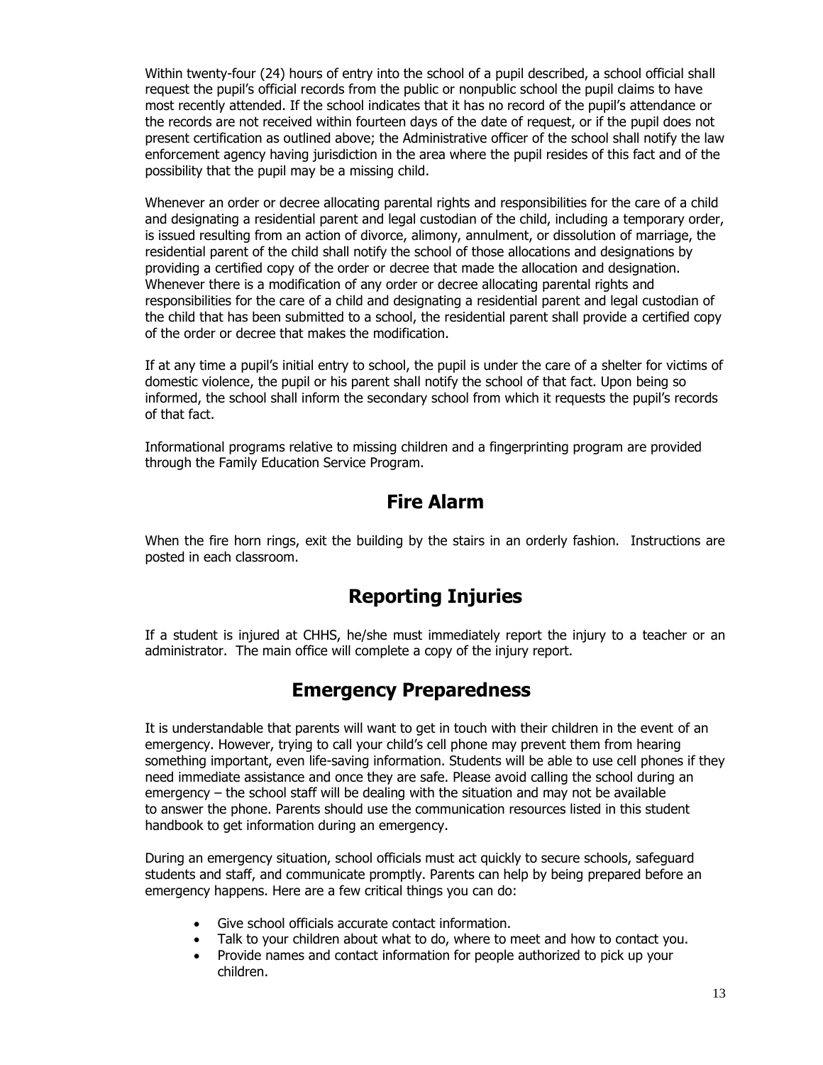Within twenty-four (24) hours of entry into the school of a pupil described, a school official shall request the pupil's official records from the public or nonpublic school the pupil claims to have most recently attended. If the school indicates that it has no record of the pupil's attendance or the records are not received within fourteen days of the date of request, or if the pupil does not present certification as outlined above; the Administrative officer of the school shall notify the law enforcement agency having jurisdiction in the area where the pupil resides of this fact and of the possibility that the pupil may be a missing child.

Whenever an order or decree allocating parental rights and responsibilities for the care of a child and designating a residential parent and legal custodian of the child, including a temporary order, is issued resulting from an action of divorce, alimony, annulment, or dissolution of marriage, the residential parent of the child shall notify the school of those allocations and designations by providing a certified copy of the order or decree that made the allocation and designation. Whenever there is a modification of any order or decree allocating parental rights and responsibilities for the care of a child and designating a residential parent and legal custodian of the child that has been submitted to a school, the residential parent shall provide a certified copy of the order or decree that makes the modification.

If at any time a pupil's initial entry to school, the pupil is under the care of a shelter for victims of domestic violence, the pupil or his parent shall notify the school of that fact. Upon being so informed, the school shall inform the secondary school from which it requests the pupil's records of that fact.

Informational programs relative to missing children and a fingerprinting program are provided through the Family Education Service Program.

## Fire Alarm

When the fire horn rings, exit the building by the stairs in an orderly fashion. Instructions are posted in each classroom.

## Reporting Injuries

If a student is injured at CHHS, he/she must immediately report the injury to a teacher or an administrator. The main office will complete a copy of the injury report.

## Emergency Preparedness

It is understandable that parents will want to get in touch with their children in the event of an emergency. However, trying to call your child's cell phone may prevent them from hearing something important, even life-saving information. Students will be able to use cell phones if they need immediate assistance and once they are safe. Please avoid calling the school during an emergency – the school staff will be dealing with the situation and may not be available to answer the phone. Parents should use the communication resources listed in this student handbook to get information during an emergency.

During an emergency situation, school officials must act quickly to secure schools, safeguard students and staff, and communicate promptly. Parents can help by being prepared before an emergency happens. Here are a few critical things you can do:

- Give school officials accurate contact information.
- Talk to your children about what to do, where to meet and how to contact you.
- Provide names and contact information for people authorized to pick up your children.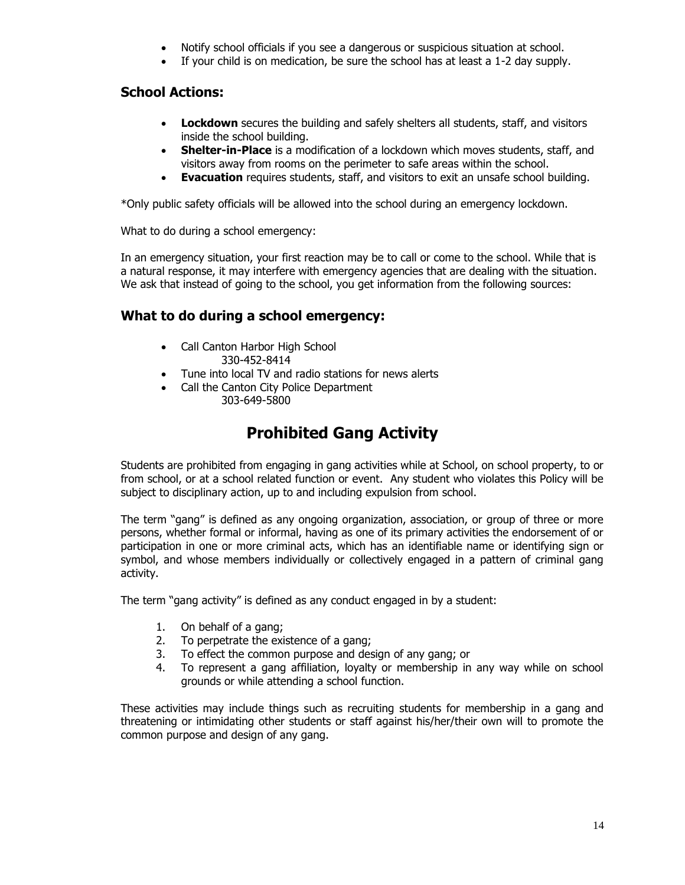- Notify school officials if you see a dangerous or suspicious situation at school.
- If your child is on medication, be sure the school has at least a 1-2 day supply.

### School Actions:

- **Lockdown** secures the building and safely shelters all students, staff, and visitors inside the school building.
- **Shelter-in-Place** is a modification of a lockdown which moves students, staff, and visitors away from rooms on the perimeter to safe areas within the school.
- **Evacuation** requires students, staff, and visitors to exit an unsafe school building.

*Only public safety officials will be allowed into the school during an emergency lockdown.

What to do during a school emergency:

In an emergency situation, your first reaction may be to call or come to the school. While that is a natural response, it may interfere with emergency agencies that are dealing with the situation. We ask that instead of going to the school, you get information from the following sources:

### What to do during a school emergency:

- Call Canton Harbor High School
  330-452-8414
- Tune into local TV and radio stations for news alerts
- Call the Canton City Police Department
  303-649-5800

## Prohibited Gang Activity

Students are prohibited from engaging in gang activities while at School, on school property, to or from school, or at a school related function or event. Any student who violates this Policy will be subject to disciplinary action, up to and including expulsion from school.

The term "gang" is defined as any ongoing organization, association, or group of three or more persons, whether formal or informal, having as one of its primary activities the endorsement of or participation in one or more criminal acts, which has an identifiable name or identifying sign or symbol, and whose members individually or collectively engaged in a pattern of criminal gang activity.

The term "gang activity" is defined as any conduct engaged in by a student:

1. On behalf of a gang;
2. To perpetrate the existence of a gang;
3. To effect the common purpose and design of any gang; or
4. To represent a gang affiliation, loyalty or membership in any way while on school grounds or while attending a school function.

These activities may include things such as recruiting students for membership in a gang and threatening or intimidating other students or staff against his/her/their own will to promote the common purpose and design of any gang.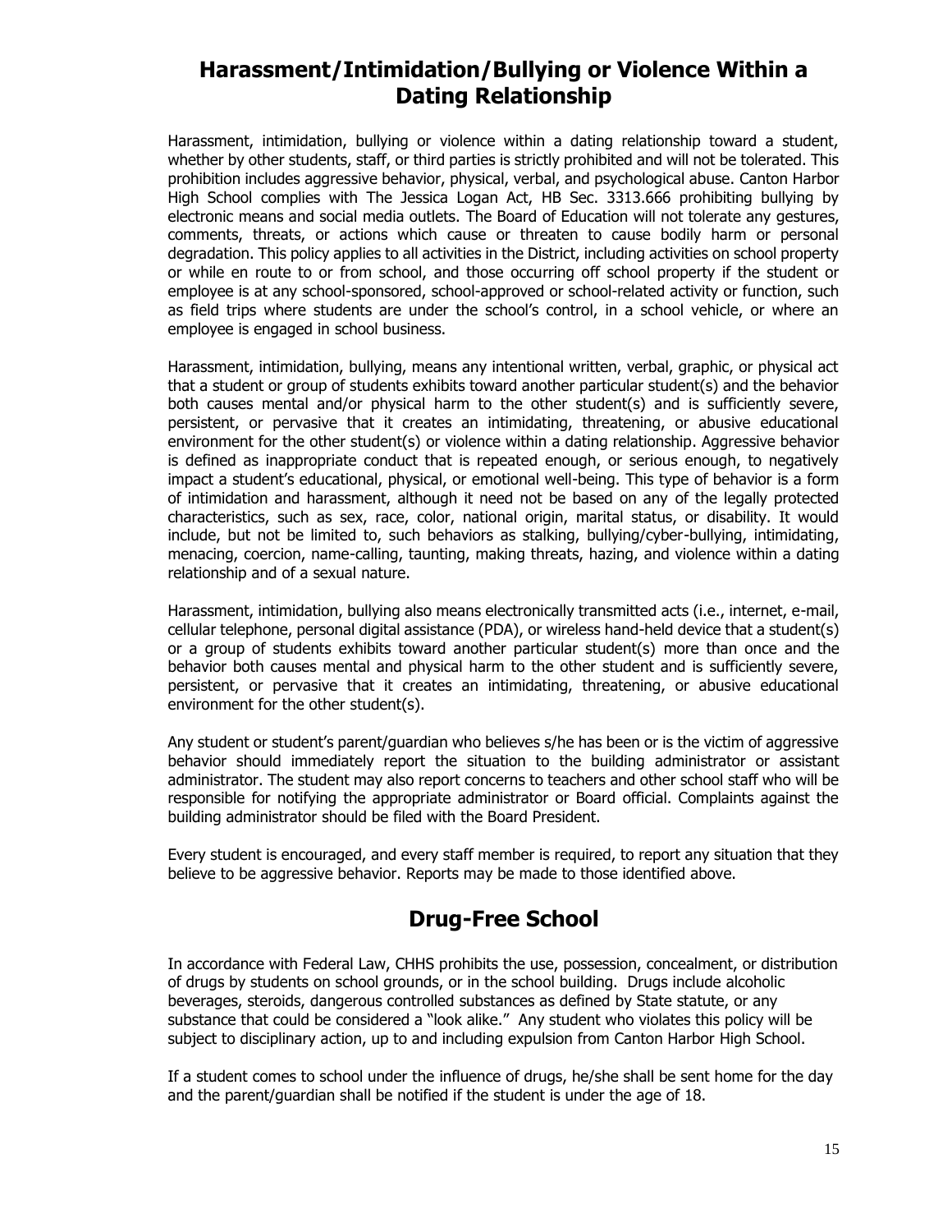## Harassment/Intimidation/Bullying or Violence Within a Dating Relationship

Harassment, intimidation, bullying or violence within a dating relationship toward a student, whether by other students, staff, or third parties is strictly prohibited and will not be tolerated. This prohibition includes aggressive behavior, physical, verbal, and psychological abuse. Canton Harbor High School complies with The Jessica Logan Act, HB Sec. 3313.666 prohibiting bullying by electronic means and social media outlets. The Board of Education will not tolerate any gestures, comments, threats, or actions which cause or threaten to cause bodily harm or personal degradation. This policy applies to all activities in the District, including activities on school property or while en route to or from school, and those occurring off school property if the student or employee is at any school-sponsored, school-approved or school-related activity or function, such as field trips where students are under the school's control, in a school vehicle, or where an employee is engaged in school business.

Harassment, intimidation, bullying, means any intentional written, verbal, graphic, or physical act that a student or group of students exhibits toward another particular student(s) and the behavior both causes mental and/or physical harm to the other student(s) and is sufficiently severe, persistent, or pervasive that it creates an intimidating, threatening, or abusive educational environment for the other student(s) or violence within a dating relationship. Aggressive behavior is defined as inappropriate conduct that is repeated enough, or serious enough, to negatively impact a student's educational, physical, or emotional well-being. This type of behavior is a form of intimidation and harassment, although it need not be based on any of the legally protected characteristics, such as sex, race, color, national origin, marital status, or disability. It would include, but not be limited to, such behaviors as stalking, bullying/cyber-bullying, intimidating, menacing, coercion, name-calling, taunting, making threats, hazing, and violence within a dating relationship and of a sexual nature.

Harassment, intimidation, bullying also means electronically transmitted acts (i.e., internet, e-mail, cellular telephone, personal digital assistance (PDA), or wireless hand-held device that a student(s) or a group of students exhibits toward another particular student(s) more than once and the behavior both causes mental and physical harm to the other student and is sufficiently severe, persistent, or pervasive that it creates an intimidating, threatening, or abusive educational environment for the other student(s).

Any student or student's parent/guardian who believes s/he has been or is the victim of aggressive behavior should immediately report the situation to the building administrator or assistant administrator. The student may also report concerns to teachers and other school staff who will be responsible for notifying the appropriate administrator or Board official. Complaints against the building administrator should be filed with the Board President.

Every student is encouraged, and every staff member is required, to report any situation that they believe to be aggressive behavior. Reports may be made to those identified above.

## Drug-Free School

In accordance with Federal Law, CHHS prohibits the use, possession, concealment, or distribution of drugs by students on school grounds, or in the school building. Drugs include alcoholic beverages, steroids, dangerous controlled substances as defined by State statute, or any substance that could be considered a "look alike." Any student who violates this policy will be subject to disciplinary action, up to and including expulsion from Canton Harbor High School.

If a student comes to school under the influence of drugs, he/she shall be sent home for the day and the parent/guardian shall be notified if the student is under the age of 18.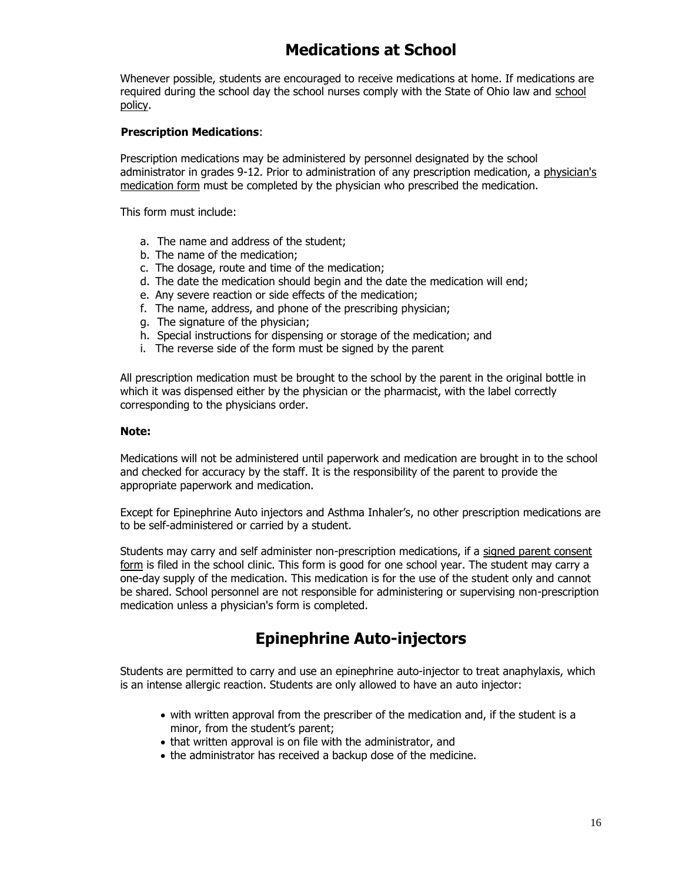# Medications at School

Whenever possible, students are encouraged to receive medications at home. If medications are required during the school day the school nurses comply with the State of Ohio law and school policy.

**Prescription Medications**:

Prescription medications may be administered by personnel designated by the school administrator in grades 9-12. Prior to administration of any prescription medication, a physician's medication form must be completed by the physician who prescribed the medication.

This form must include:

a. The name and address of the student;
b. The name of the medication;
c. The dosage, route and time of the medication;
d. The date the medication should begin and the date the medication will end;
e. Any severe reaction or side effects of the medication;
f. The name, address, and phone of the prescribing physician;
g. The signature of the physician;
h. Special instructions for dispensing or storage of the medication; and
i. The reverse side of the form must be signed by the parent

All prescription medication must be brought to the school by the parent in the original bottle in which it was dispensed either by the physician or the pharmacist, with the label correctly corresponding to the physicians order.

**Note:**

Medications will not be administered until paperwork and medication are brought in to the school and checked for accuracy by the staff. It is the responsibility of the parent to provide the appropriate paperwork and medication.

Except for Epinephrine Auto injectors and Asthma Inhaler's, no other prescription medications are to be self-administered or carried by a student.

Students may carry and self administer non-prescription medications, if a signed parent consent form is filed in the school clinic. This form is good for one school year. The student may carry a one-day supply of the medication. This medication is for the use of the student only and cannot be shared. School personnel are not responsible for administering or supervising non-prescription medication unless a physician's form is completed.

# Epinephrine Auto-injectors

Students are permitted to carry and use an epinephrine auto-injector to treat anaphylaxis, which is an intense allergic reaction. Students are only allowed to have an auto injector:

- with written approval from the prescriber of the medication and, if the student is a minor, from the student's parent;
- that written approval is on file with the administrator, and
- the administrator has received a backup dose of the medicine.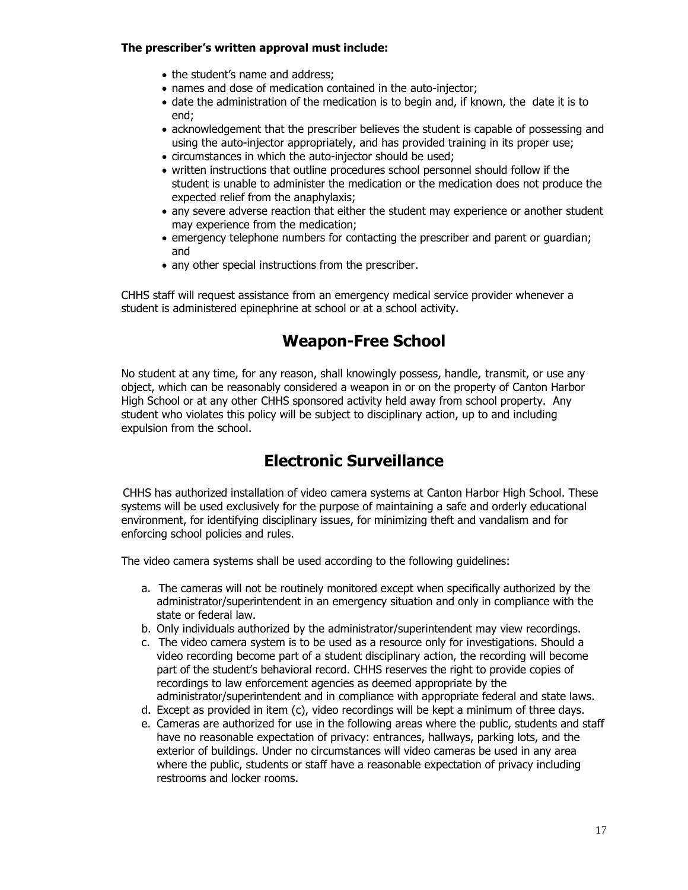**The prescriber's written approval must include:**

- the student's name and address;
- names and dose of medication contained in the auto-injector;
- date the administration of the medication is to begin and, if known, the date it is to end;
- acknowledgement that the prescriber believes the student is capable of possessing and using the auto-injector appropriately, and has provided training in its proper use;
- circumstances in which the auto-injector should be used;
- written instructions that outline procedures school personnel should follow if the student is unable to administer the medication or the medication does not produce the expected relief from the anaphylaxis;
- any severe adverse reaction that either the student may experience or another student may experience from the medication;
- emergency telephone numbers for contacting the prescriber and parent or guardian; and
- any other special instructions from the prescriber.

CHHS staff will request assistance from an emergency medical service provider whenever a student is administered epinephrine at school or at a school activity.

## Weapon-Free School

No student at any time, for any reason, shall knowingly possess, handle, transmit, or use any object, which can be reasonably considered a weapon in or on the property of Canton Harbor High School or at any other CHHS sponsored activity held away from school property. Any student who violates this policy will be subject to disciplinary action, up to and including expulsion from the school.

## Electronic Surveillance

CHHS has authorized installation of video camera systems at Canton Harbor High School. These systems will be used exclusively for the purpose of maintaining a safe and orderly educational environment, for identifying disciplinary issues, for minimizing theft and vandalism and for enforcing school policies and rules.

The video camera systems shall be used according to the following guidelines:

a. The cameras will not be routinely monitored except when specifically authorized by the administrator/superintendent in an emergency situation and only in compliance with the state or federal law.
b. Only individuals authorized by the administrator/superintendent may view recordings.
c. The video camera system is to be used as a resource only for investigations. Should a video recording become part of a student disciplinary action, the recording will become part of the student's behavioral record. CHHS reserves the right to provide copies of recordings to law enforcement agencies as deemed appropriate by the administrator/superintendent and in compliance with appropriate federal and state laws.
d. Except as provided in item (c), video recordings will be kept a minimum of three days.
e. Cameras are authorized for use in the following areas where the public, students and staff have no reasonable expectation of privacy: entrances, hallways, parking lots, and the exterior of buildings. Under no circumstances will video cameras be used in any area where the public, students or staff have a reasonable expectation of privacy including restrooms and locker rooms.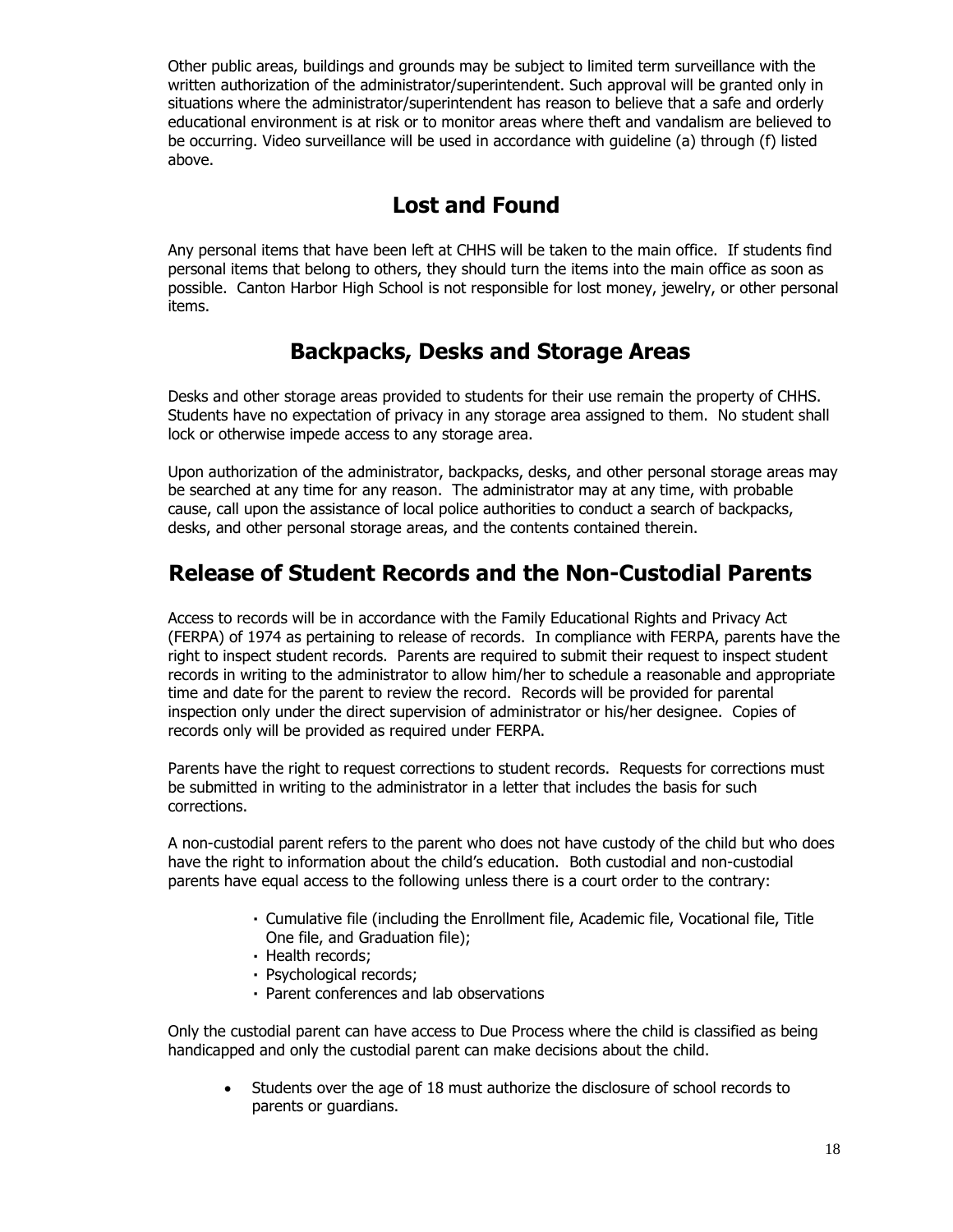Other public areas, buildings and grounds may be subject to limited term surveillance with the written authorization of the administrator/superintendent. Such approval will be granted only in situations where the administrator/superintendent has reason to believe that a safe and orderly educational environment is at risk or to monitor areas where theft and vandalism are believed to be occurring. Video surveillance will be used in accordance with guideline (a) through (f) listed above.

## Lost and Found

Any personal items that have been left at CHHS will be taken to the main office. If students find personal items that belong to others, they should turn the items into the main office as soon as possible. Canton Harbor High School is not responsible for lost money, jewelry, or other personal items.

## Backpacks, Desks and Storage Areas

Desks and other storage areas provided to students for their use remain the property of CHHS. Students have no expectation of privacy in any storage area assigned to them. No student shall lock or otherwise impede access to any storage area.

Upon authorization of the administrator, backpacks, desks, and other personal storage areas may be searched at any time for any reason. The administrator may at any time, with probable cause, call upon the assistance of local police authorities to conduct a search of backpacks, desks, and other personal storage areas, and the contents contained therein.

## Release of Student Records and the Non-Custodial Parents

Access to records will be in accordance with the Family Educational Rights and Privacy Act (FERPA) of 1974 as pertaining to release of records. In compliance with FERPA, parents have the right to inspect student records. Parents are required to submit their request to inspect student records in writing to the administrator to allow him/her to schedule a reasonable and appropriate time and date for the parent to review the record. Records will be provided for parental inspection only under the direct supervision of administrator or his/her designee. Copies of records only will be provided as required under FERPA.

Parents have the right to request corrections to student records. Requests for corrections must be submitted in writing to the administrator in a letter that includes the basis for such corrections.

A non-custodial parent refers to the parent who does not have custody of the child but who does have the right to information about the child's education. Both custodial and non-custodial parents have equal access to the following unless there is a court order to the contrary:

- Cumulative file (including the Enrollment file, Academic file, Vocational file, Title One file, and Graduation file);
- Health records;
- Psychological records;
- Parent conferences and lab observations

Only the custodial parent can have access to Due Process where the child is classified as being handicapped and only the custodial parent can make decisions about the child.

- Students over the age of 18 must authorize the disclosure of school records to parents or guardians.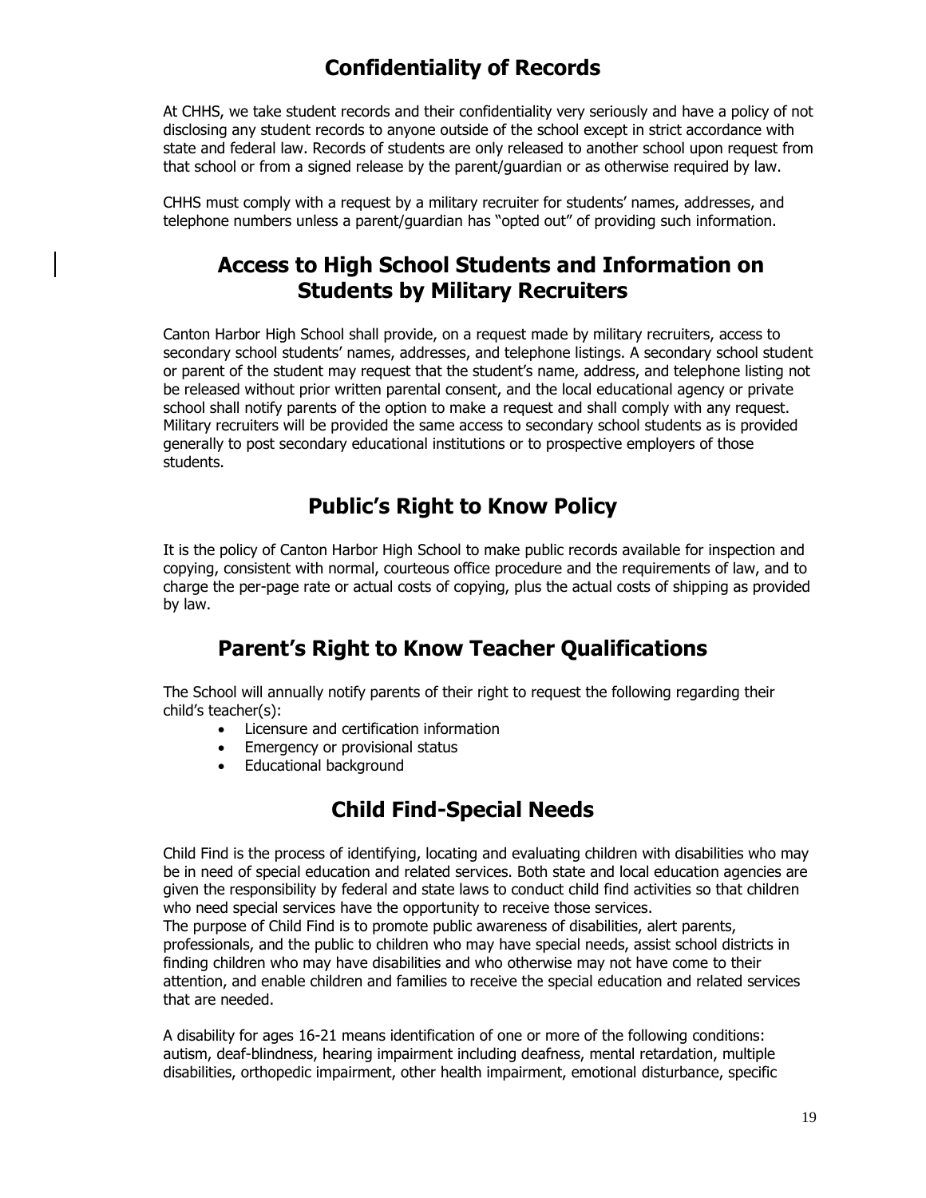## Confidentiality of Records

At CHHS, we take student records and their confidentiality very seriously and have a policy of not disclosing any student records to anyone outside of the school except in strict accordance with state and federal law. Records of students are only released to another school upon request from that school or from a signed release by the parent/guardian or as otherwise required by law.

CHHS must comply with a request by a military recruiter for students' names, addresses, and telephone numbers unless a parent/guardian has "opted out" of providing such information.

## Access to High School Students and Information on Students by Military Recruiters

Canton Harbor High School shall provide, on a request made by military recruiters, access to secondary school students' names, addresses, and telephone listings. A secondary school student or parent of the student may request that the student's name, address, and telephone listing not be released without prior written parental consent, and the local educational agency or private school shall notify parents of the option to make a request and shall comply with any request. Military recruiters will be provided the same access to secondary school students as is provided generally to post secondary educational institutions or to prospective employers of those students.

## Public's Right to Know Policy

It is the policy of Canton Harbor High School to make public records available for inspection and copying, consistent with normal, courteous office procedure and the requirements of law, and to charge the per-page rate or actual costs of copying, plus the actual costs of shipping as provided by law.

## Parent's Right to Know Teacher Qualifications

The School will annually notify parents of their right to request the following regarding their child's teacher(s):

- Licensure and certification information
- Emergency or provisional status
- Educational background

## Child Find-Special Needs

Child Find is the process of identifying, locating and evaluating children with disabilities who may be in need of special education and related services. Both state and local education agencies are given the responsibility by federal and state laws to conduct child find activities so that children who need special services have the opportunity to receive those services.
The purpose of Child Find is to promote public awareness of disabilities, alert parents, professionals, and the public to children who may have special needs, assist school districts in finding children who may have disabilities and who otherwise may not have come to their attention, and enable children and families to receive the special education and related services that are needed.

A disability for ages 16-21 means identification of one or more of the following conditions: autism, deaf-blindness, hearing impairment including deafness, mental retardation, multiple disabilities, orthopedic impairment, other health impairment, emotional disturbance, specific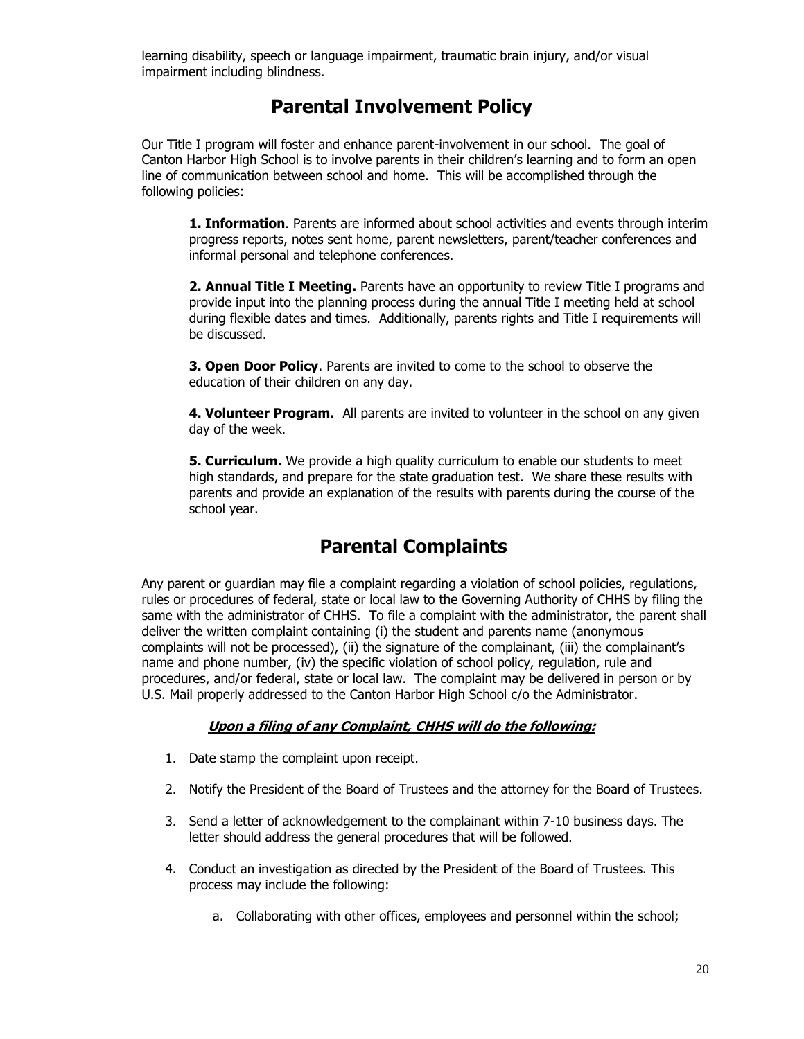learning disability, speech or language impairment, traumatic brain injury, and/or visual impairment including blindness.

## Parental Involvement Policy

Our Title I program will foster and enhance parent-involvement in our school. The goal of Canton Harbor High School is to involve parents in their children's learning and to form an open line of communication between school and home. This will be accomplished through the following policies:

**1. Information**. Parents are informed about school activities and events through interim progress reports, notes sent home, parent newsletters, parent/teacher conferences and informal personal and telephone conferences.

**2. Annual Title I Meeting.** Parents have an opportunity to review Title I programs and provide input into the planning process during the annual Title I meeting held at school during flexible dates and times. Additionally, parents rights and Title I requirements will be discussed.

**3. Open Door Policy**. Parents are invited to come to the school to observe the education of their children on any day.

**4. Volunteer Program.** All parents are invited to volunteer in the school on any given day of the week.

**5. Curriculum.** We provide a high quality curriculum to enable our students to meet high standards, and prepare for the state graduation test. We share these results with parents and provide an explanation of the results with parents during the course of the school year.

## Parental Complaints

Any parent or guardian may file a complaint regarding a violation of school policies, regulations, rules or procedures of federal, state or local law to the Governing Authority of CHHS by filing the same with the administrator of CHHS. To file a complaint with the administrator, the parent shall deliver the written complaint containing (i) the student and parents name (anonymous complaints will not be processed), (ii) the signature of the complainant, (iii) the complainant's name and phone number, (iv) the specific violation of school policy, regulation, rule and procedures, and/or federal, state or local law. The complaint may be delivered in person or by U.S. Mail properly addressed to the Canton Harbor High School c/o the Administrator.

***Upon a filing of any Complaint, CHHS will do the following:***

1. Date stamp the complaint upon receipt.
2. Notify the President of the Board of Trustees and the attorney for the Board of Trustees.
3. Send a letter of acknowledgement to the complainant within 7-10 business days. The letter should address the general procedures that will be followed.
4. Conduct an investigation as directed by the President of the Board of Trustees. This process may include the following:
    a. Collaborating with other offices, employees and personnel within the school;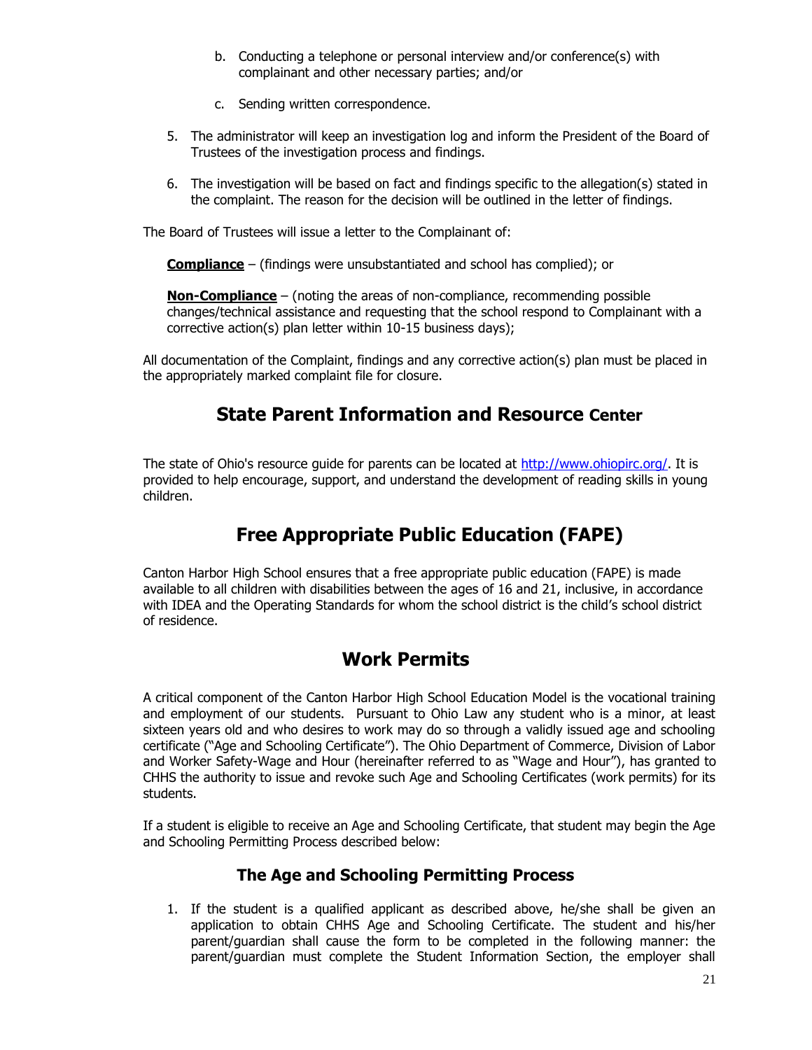b. Conducting a telephone or personal interview and/or conference(s) with complainant and other necessary parties; and/or

   c. Sending written correspondence.

5. The administrator will keep an investigation log and inform the President of the Board of Trustees of the investigation process and findings.

6. The investigation will be based on fact and findings specific to the allegation(s) stated in the complaint. The reason for the decision will be outlined in the letter of findings.

The Board of Trustees will issue a letter to the Complainant of:

**Compliance** – (findings were unsubstantiated and school has complied); or

**Non-Compliance** – (noting the areas of non-compliance, recommending possible changes/technical assistance and requesting that the school respond to Complainant with a corrective action(s) plan letter within 10-15 business days);

All documentation of the Complaint, findings and any corrective action(s) plan must be placed in the appropriately marked complaint file for closure.

## State Parent Information and Resource Center

The state of Ohio's resource guide for parents can be located at http://www.ohiopirc.org/. It is provided to help encourage, support, and understand the development of reading skills in young children.

## Free Appropriate Public Education (FAPE)

Canton Harbor High School ensures that a free appropriate public education (FAPE) is made available to all children with disabilities between the ages of 16 and 21, inclusive, in accordance with IDEA and the Operating Standards for whom the school district is the child's school district of residence.

## Work Permits

A critical component of the Canton Harbor High School Education Model is the vocational training and employment of our students. Pursuant to Ohio Law any student who is a minor, at least sixteen years old and who desires to work may do so through a validly issued age and schooling certificate ("Age and Schooling Certificate"). The Ohio Department of Commerce, Division of Labor and Worker Safety-Wage and Hour (hereinafter referred to as "Wage and Hour"), has granted to CHHS the authority to issue and revoke such Age and Schooling Certificates (work permits) for its students.

If a student is eligible to receive an Age and Schooling Certificate, that student may begin the Age and Schooling Permitting Process described below:

### The Age and Schooling Permitting Process

1. If the student is a qualified applicant as described above, he/she shall be given an application to obtain CHHS Age and Schooling Certificate. The student and his/her parent/guardian shall cause the form to be completed in the following manner: the parent/guardian must complete the Student Information Section, the employer shall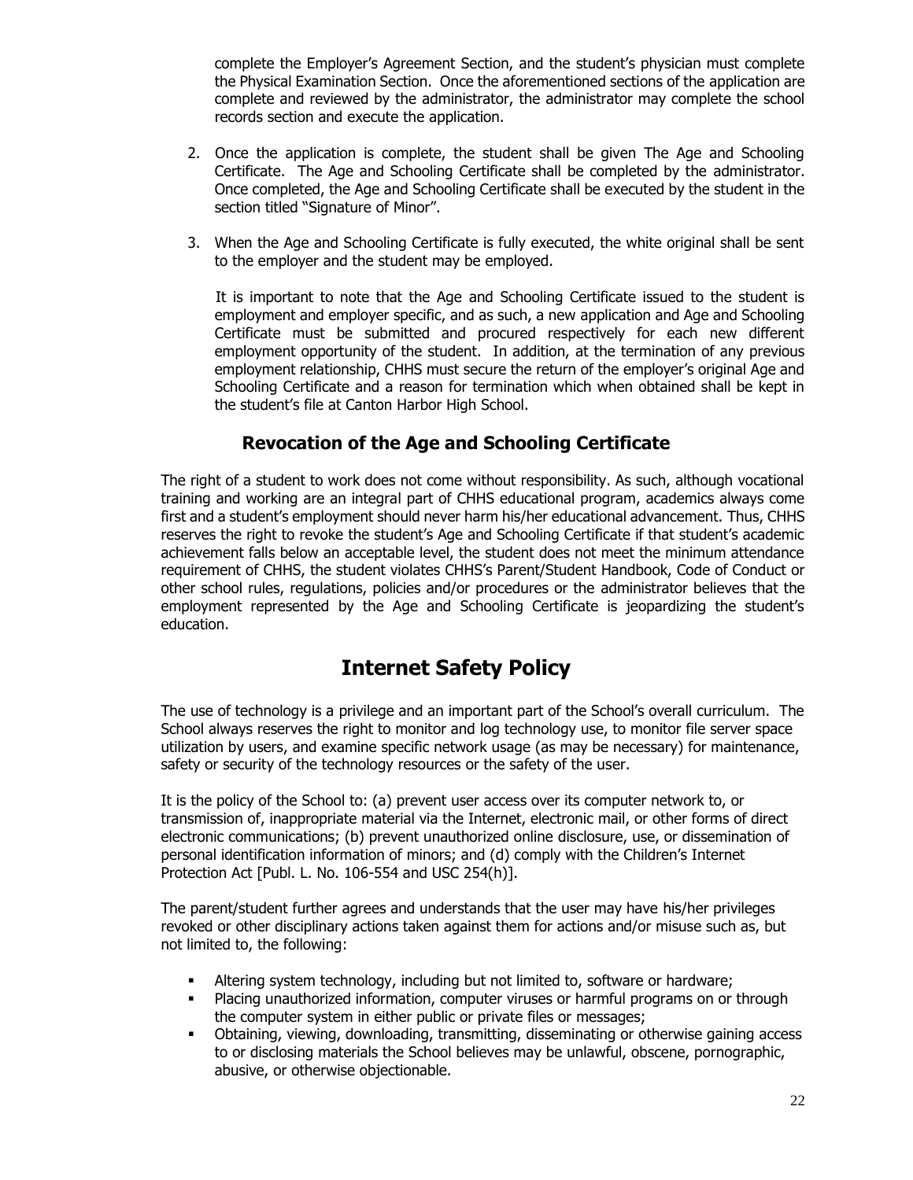complete the Employer's Agreement Section, and the student's physician must complete the Physical Examination Section. Once the aforementioned sections of the application are complete and reviewed by the administrator, the administrator may complete the school records section and execute the application.

2. Once the application is complete, the student shall be given The Age and Schooling Certificate. The Age and Schooling Certificate shall be completed by the administrator. Once completed, the Age and Schooling Certificate shall be executed by the student in the section titled "Signature of Minor".

3. When the Age and Schooling Certificate is fully executed, the white original shall be sent to the employer and the student may be employed.

   It is important to note that the Age and Schooling Certificate issued to the student is employment and employer specific, and as such, a new application and Age and Schooling Certificate must be submitted and procured respectively for each new different employment opportunity of the student. In addition, at the termination of any previous employment relationship, CHHS must secure the return of the employer's original Age and Schooling Certificate and a reason for termination which when obtained shall be kept in the student's file at Canton Harbor High School.

### Revocation of the Age and Schooling Certificate

The right of a student to work does not come without responsibility. As such, although vocational training and working are an integral part of CHHS educational program, academics always come first and a student's employment should never harm his/her educational advancement. Thus, CHHS reserves the right to revoke the student's Age and Schooling Certificate if that student's academic achievement falls below an acceptable level, the student does not meet the minimum attendance requirement of CHHS, the student violates CHHS's Parent/Student Handbook, Code of Conduct or other school rules, regulations, policies and/or procedures or the administrator believes that the employment represented by the Age and Schooling Certificate is jeopardizing the student's education.

## Internet Safety Policy

The use of technology is a privilege and an important part of the School's overall curriculum. The School always reserves the right to monitor and log technology use, to monitor file server space utilization by users, and examine specific network usage (as may be necessary) for maintenance, safety or security of the technology resources or the safety of the user.

It is the policy of the School to: (a) prevent user access over its computer network to, or transmission of, inappropriate material via the Internet, electronic mail, or other forms of direct electronic communications; (b) prevent unauthorized online disclosure, use, or dissemination of personal identification information of minors; and (d) comply with the Children's Internet Protection Act [Publ. L. No. 106-554 and USC 254(h)].

The parent/student further agrees and understands that the user may have his/her privileges revoked or other disciplinary actions taken against them for actions and/or misuse such as, but not limited to, the following:

- Altering system technology, including but not limited to, software or hardware;
- Placing unauthorized information, computer viruses or harmful programs on or through the computer system in either public or private files or messages;
- Obtaining, viewing, downloading, transmitting, disseminating or otherwise gaining access to or disclosing materials the School believes may be unlawful, obscene, pornographic, abusive, or otherwise objectionable.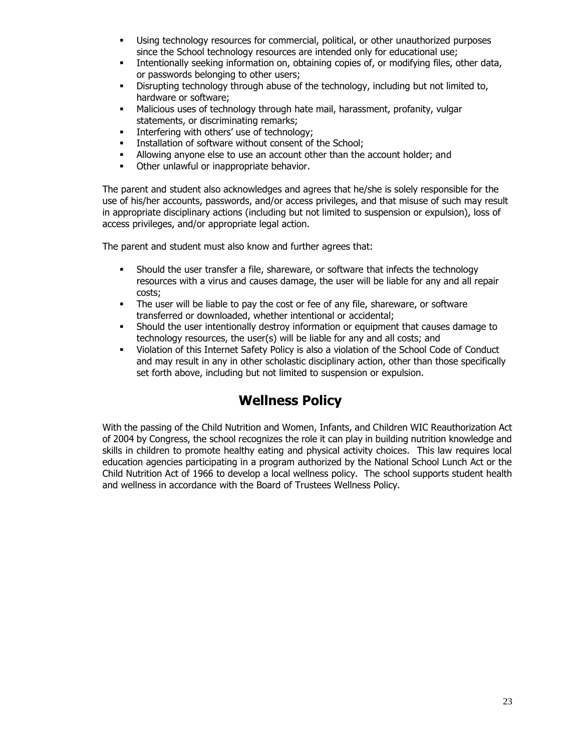- Using technology resources for commercial, political, or other unauthorized purposes since the School technology resources are intended only for educational use;
- Intentionally seeking information on, obtaining copies of, or modifying files, other data, or passwords belonging to other users;
- Disrupting technology through abuse of the technology, including but not limited to, hardware or software;
- Malicious uses of technology through hate mail, harassment, profanity, vulgar statements, or discriminating remarks;
- Interfering with others' use of technology;
- Installation of software without consent of the School;
- Allowing anyone else to use an account other than the account holder; and
- Other unlawful or inappropriate behavior.

The parent and student also acknowledges and agrees that he/she is solely responsible for the use of his/her accounts, passwords, and/or access privileges, and that misuse of such may result in appropriate disciplinary actions (including but not limited to suspension or expulsion), loss of access privileges, and/or appropriate legal action.

The parent and student must also know and further agrees that:

- Should the user transfer a file, shareware, or software that infects the technology resources with a virus and causes damage, the user will be liable for any and all repair costs;
- The user will be liable to pay the cost or fee of any file, shareware, or software transferred or downloaded, whether intentional or accidental;
- Should the user intentionally destroy information or equipment that causes damage to technology resources, the user(s) will be liable for any and all costs; and
- Violation of this Internet Safety Policy is also a violation of the School Code of Conduct and may result in any in other scholastic disciplinary action, other than those specifically set forth above, including but not limited to suspension or expulsion.

# Wellness Policy

With the passing of the Child Nutrition and Women, Infants, and Children WIC Reauthorization Act of 2004 by Congress, the school recognizes the role it can play in building nutrition knowledge and skills in children to promote healthy eating and physical activity choices. This law requires local education agencies participating in a program authorized by the National School Lunch Act or the Child Nutrition Act of 1966 to develop a local wellness policy. The school supports student health and wellness in accordance with the Board of Trustees Wellness Policy.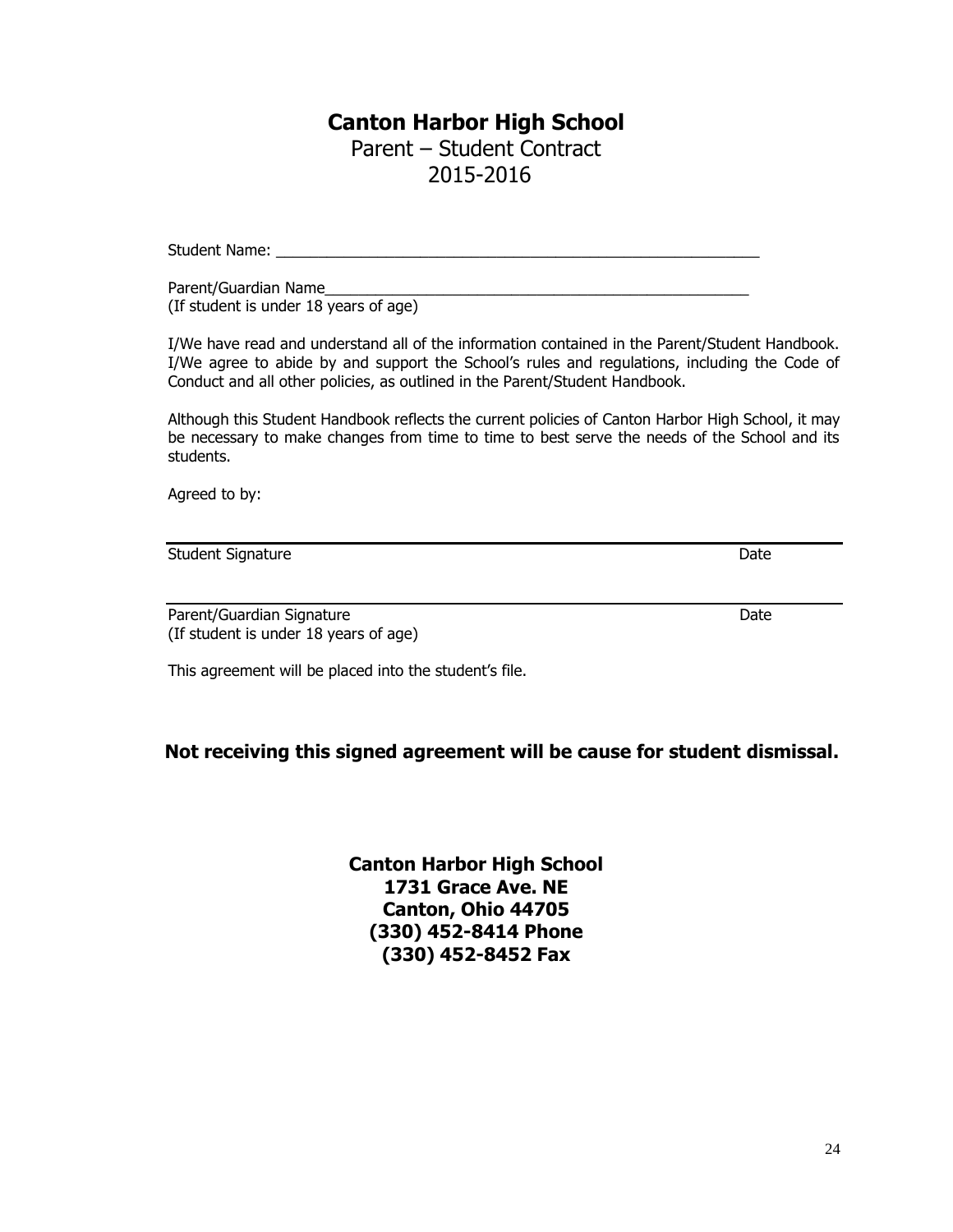# Canton Harbor High School

Parent – Student Contract
2015-2016

Student Name: ___________________________________________________________

Parent/Guardian Name____________________________________________________
(If student is under 18 years of age)

I/We have read and understand all of the information contained in the Parent/Student Handbook. I/We agree to abide by and support the School's rules and regulations, including the Code of Conduct and all other policies, as outlined in the Parent/Student Handbook.

Although this Student Handbook reflects the current policies of Canton Harbor High School, it may be necessary to make changes from time to time to best serve the needs of the School and its students.

Agreed to by:

_____________________________________________________________________________
Student Signature                                                                                                    Date

_____________________________________________________________________________
Parent/Guardian Signature                                                                                        Date
(If student is under 18 years of age)

This agreement will be placed into the student's file.

**Not receiving this signed agreement will be cause for student dismissal.**

**Canton Harbor High School**
**1731 Grace Ave. NE**
**Canton, Ohio 44705**
**(330) 452-8414 Phone**
**(330) 452-8452 Fax**